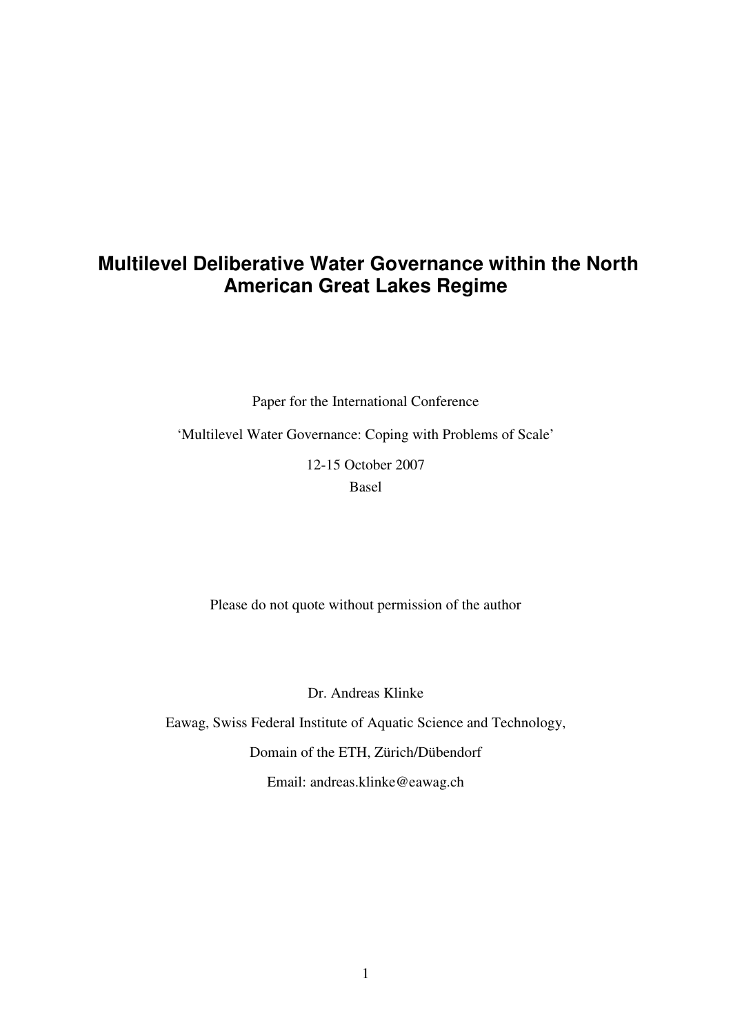# Multilevel Deliberative Water Governance within the North American Great Lakes Regime

Paper for the International Conference

'Multilevel Water Governance: Coping with Problems of Scale'

12-15 October 2007

Basel

Please do not quote without permission of the author

Dr. Andreas Klinke

Eawag, Swiss Federal Institute of Aquatic Science and Technology,

Domain of the ETH, Zürich/Dübendorf

Email: andreas.klinke@eawag.ch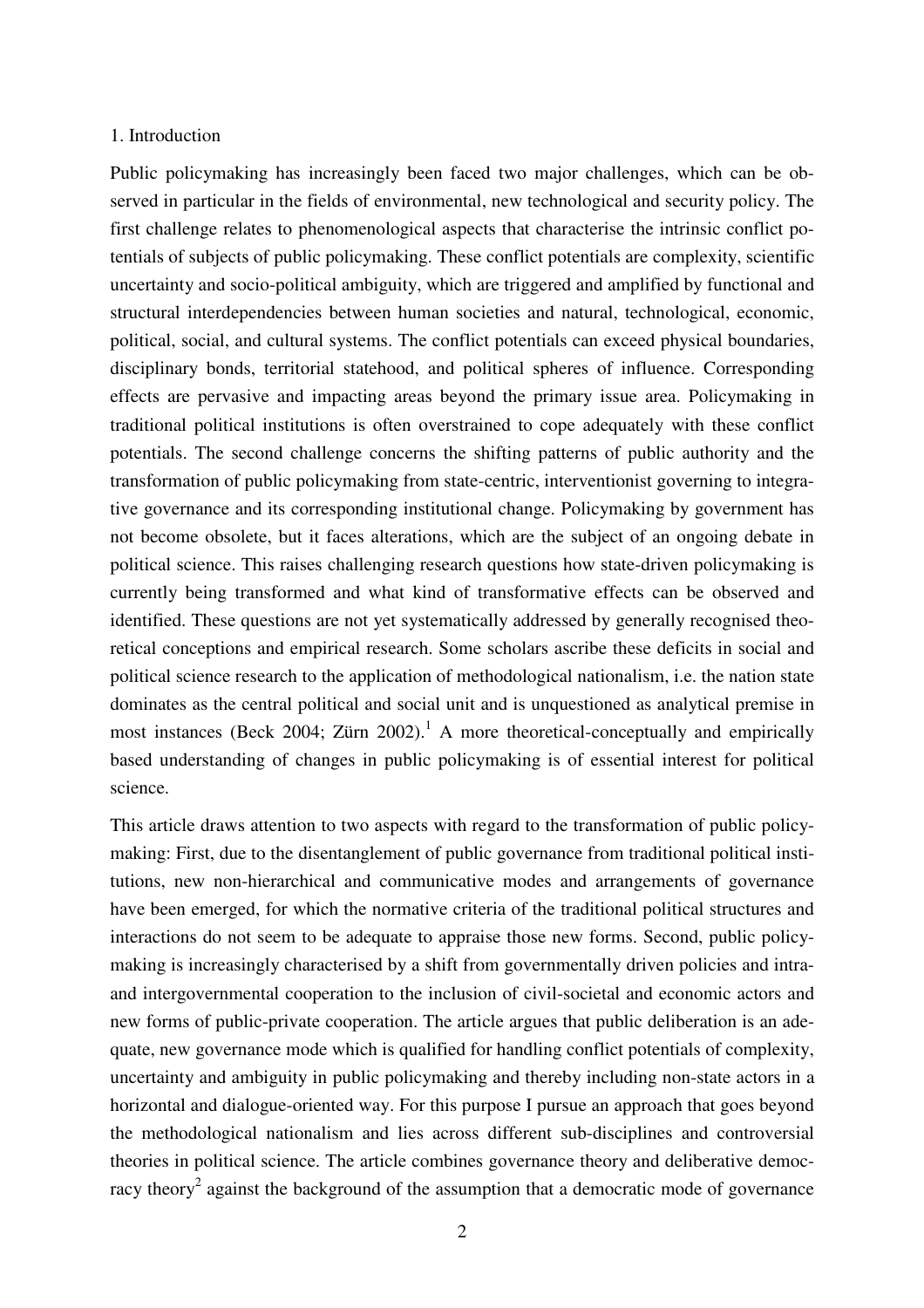## 1. Introduction

Public policymaking has increasingly been faced two major challenges, which can be observed in particular in the fields of environmental, new technological and security policy. The first challenge relates to phenomenological aspects that characterise the intrinsic conflict potentials of subjects of public policymaking. These conflict potentials are complexity, scientific uncertainty and socio-political ambiguity, which are triggered and amplified by functional and structural interdependencies between human societies and natural, technological, economic, political, social, and cultural systems. The conflict potentials can exceed physical boundaries, disciplinary bonds, territorial statehood, and political spheres of influence. Corresponding effects are pervasive and impacting areas beyond the primary issue area. Policymaking in traditional political institutions is often overstrained to cope adequately with these conflict potentials. The second challenge concerns the shifting patterns of public authority and the transformation of public policymaking from state-centric, interventionist governing to integrative governance and its corresponding institutional change. Policymaking by government has not become obsolete, but it faces alterations, which are the subject of an ongoing debate in political science. This raises challenging research questions how state-driven policymaking is currently being transformed and what kind of transformative effects can be observed and identified. These questions are not yet systematically addressed by generally recognised theoretical conceptions and empirical research. Some scholars ascribe these deficits in social and political science research to the application of methodological nationalism, i.e. the nation state dominates as the central political and social unit and is unquestioned as analytical premise in most instances (Beck 2004; Zürn 2002).[1] A more theoretical-conceptually and empirically based understanding of changes in public policymaking is of essential interest for political science.

This article draws attention to two aspects with regard to the transformation of public policymaking: First, due to the disentanglement of public governance from traditional political institutions, new non-hierarchical and communicative modes and arrangements of governance have been emerged, for which the normative criteria of the traditional political structures and interactions do not seem to be adequate to appraise those new forms. Second, public policymaking is increasingly characterised by a shift from governmentally driven policies and intra- and intergovernmental cooperation to the inclusion of civil-societal and economic actors and new forms of public-private cooperation. The article argues that public deliberation is an adequate, new governance mode which is qualified for handling conflict potentials of complexity, uncertainty and ambiguity in public policymaking and thereby including non-state actors in a horizontal and dialogue-oriented way. For this purpose I pursue an approach that goes beyond the methodological nationalism and lies across different sub-disciplines and controversial theories in political science. The article combines governance theory and deliberative democracy theory[2] against the background of the assumption that a democratic mode of governance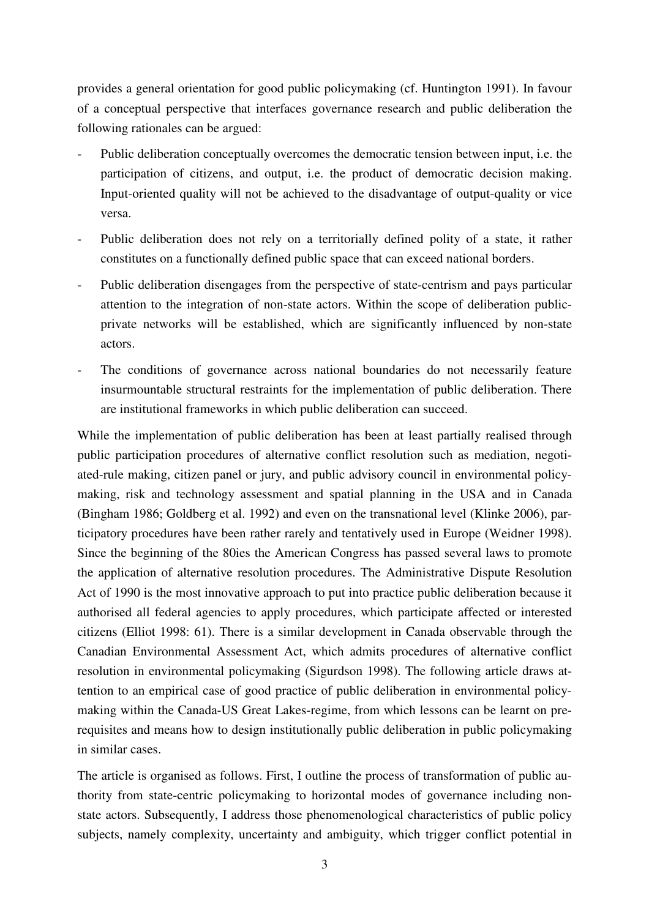provides a general orientation for good public policymaking (cf. Huntington 1991). In favour of a conceptual perspective that interfaces governance research and public deliberation the following rationales can be argued:

- Public deliberation conceptually overcomes the democratic tension between input, i.e. the participation of citizens, and output, i.e. the product of democratic decision making. Input-oriented quality will not be achieved to the disadvantage of output-quality or vice versa.
- Public deliberation does not rely on a territorially defined polity of a state, it rather constitutes on a functionally defined public space that can exceed national borders.
- Public deliberation disengages from the perspective of state-centrism and pays particular attention to the integration of non-state actors. Within the scope of deliberation public-private networks will be established, which are significantly influenced by non-state actors.
- The conditions of governance across national boundaries do not necessarily feature insurmountable structural restraints for the implementation of public deliberation. There are institutional frameworks in which public deliberation can succeed.

While the implementation of public deliberation has been at least partially realised through public participation procedures of alternative conflict resolution such as mediation, negotiated-rule making, citizen panel or jury, and public advisory council in environmental policymaking, risk and technology assessment and spatial planning in the USA and in Canada (Bingham 1986; Goldberg et al. 1992) and even on the transnational level (Klinke 2006), participatory procedures have been rather rarely and tentatively used in Europe (Weidner 1998). Since the beginning of the 80ies the American Congress has passed several laws to promote the application of alternative resolution procedures. The Administrative Dispute Resolution Act of 1990 is the most innovative approach to put into practice public deliberation because it authorised all federal agencies to apply procedures, which participate affected or interested citizens (Elliot 1998: 61). There is a similar development in Canada observable through the Canadian Environmental Assessment Act, which admits procedures of alternative conflict resolution in environmental policymaking (Sigurdson 1998). The following article draws attention to an empirical case of good practice of public deliberation in environmental policymaking within the Canada-US Great Lakes-regime, from which lessons can be learnt on prerequisites and means how to design institutionally public deliberation in public policymaking in similar cases.

The article is organised as follows. First, I outline the process of transformation of public authority from state-centric policymaking to horizontal modes of governance including non-state actors. Subsequently, I address those phenomenological characteristics of public policy subjects, namely complexity, uncertainty and ambiguity, which trigger conflict potential in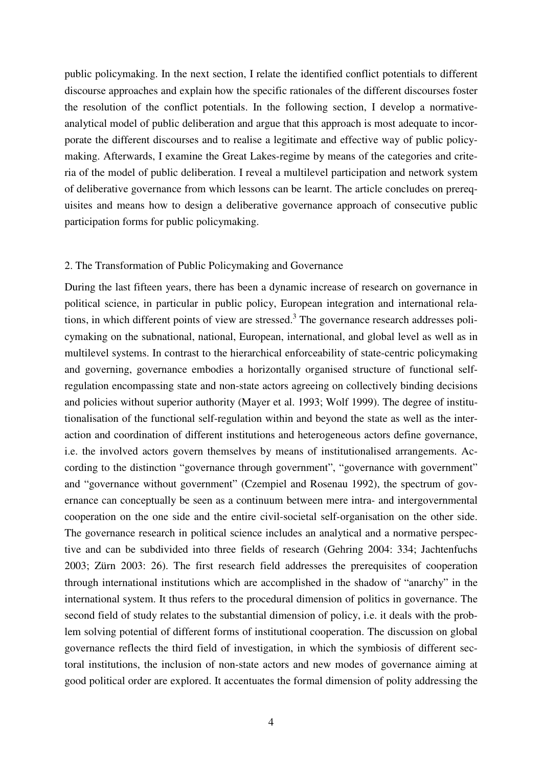public policymaking. In the next section, I relate the identified conflict potentials to different discourse approaches and explain how the specific rationales of the different discourses foster the resolution of the conflict potentials. In the following section, I develop a normative-analytical model of public deliberation and argue that this approach is most adequate to incorporate the different discourses and to realise a legitimate and effective way of public policymaking. Afterwards, I examine the Great Lakes-regime by means of the categories and criteria of the model of public deliberation. I reveal a multilevel participation and network system of deliberative governance from which lessons can be learnt. The article concludes on prerequisites and means how to design a deliberative governance approach of consecutive public participation forms for public policymaking.

## 2. The Transformation of Public Policymaking and Governance

During the last fifteen years, there has been a dynamic increase of research on governance in political science, in particular in public policy, European integration and international relations, in which different points of view are stressed.[3] The governance research addresses policymaking on the subnational, national, European, international, and global level as well as in multilevel systems. In contrast to the hierarchical enforceability of state-centric policymaking and governing, governance embodies a horizontally organised structure of functional self-regulation encompassing state and non-state actors agreeing on collectively binding decisions and policies without superior authority (Mayer et al. 1993; Wolf 1999). The degree of institutionalisation of the functional self-regulation within and beyond the state as well as the interaction and coordination of different institutions and heterogeneous actors define governance, i.e. the involved actors govern themselves by means of institutionalised arrangements. According to the distinction "governance through government", "governance with government" and "governance without government" (Czempiel and Rosenau 1992), the spectrum of governance can conceptually be seen as a continuum between mere intra- and intergovernmental cooperation on the one side and the entire civil-societal self-organisation on the other side. The governance research in political science includes an analytical and a normative perspective and can be subdivided into three fields of research (Gehring 2004: 334; Jachtenfuchs 2003; Zürn 2003: 26). The first research field addresses the prerequisites of cooperation through international institutions which are accomplished in the shadow of "anarchy" in the international system. It thus refers to the procedural dimension of politics in governance. The second field of study relates to the substantial dimension of policy, i.e. it deals with the problem solving potential of different forms of institutional cooperation. The discussion on global governance reflects the third field of investigation, in which the symbiosis of different sectoral institutions, the inclusion of non-state actors and new modes of governance aiming at good political order are explored. It accentuates the formal dimension of polity addressing the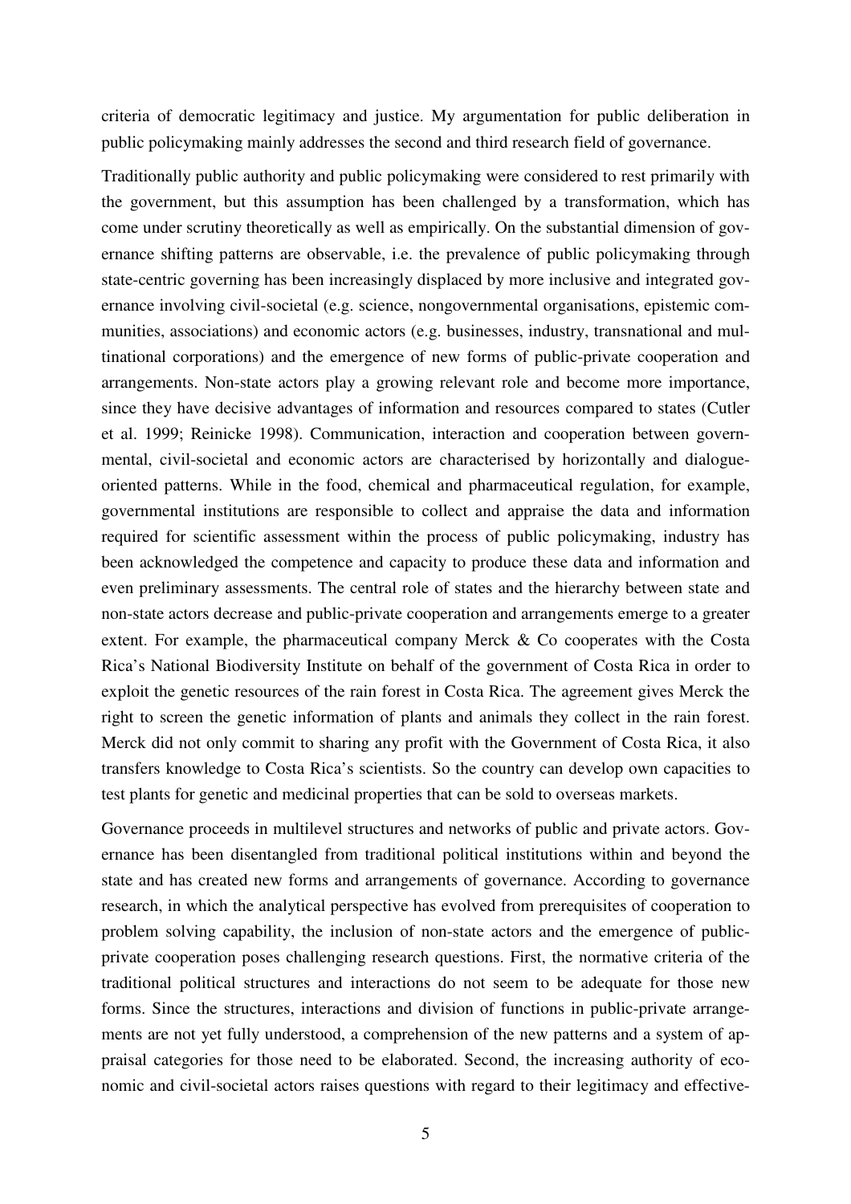criteria of democratic legitimacy and justice. My argumentation for public deliberation in public policymaking mainly addresses the second and third research field of governance.

Traditionally public authority and public policymaking were considered to rest primarily with the government, but this assumption has been challenged by a transformation, which has come under scrutiny theoretically as well as empirically. On the substantial dimension of governance shifting patterns are observable, i.e. the prevalence of public policymaking through state-centric governing has been increasingly displaced by more inclusive and integrated governance involving civil-societal (e.g. science, nongovernmental organisations, epistemic communities, associations) and economic actors (e.g. businesses, industry, transnational and multinational corporations) and the emergence of new forms of public-private cooperation and arrangements. Non-state actors play a growing relevant role and become more importance, since they have decisive advantages of information and resources compared to states (Cutler et al. 1999; Reinicke 1998). Communication, interaction and cooperation between governmental, civil-societal and economic actors are characterised by horizontally and dialogue-oriented patterns. While in the food, chemical and pharmaceutical regulation, for example, governmental institutions are responsible to collect and appraise the data and information required for scientific assessment within the process of public policymaking, industry has been acknowledged the competence and capacity to produce these data and information and even preliminary assessments. The central role of states and the hierarchy between state and non-state actors decrease and public-private cooperation and arrangements emerge to a greater extent. For example, the pharmaceutical company Merck & Co cooperates with the Costa Rica's National Biodiversity Institute on behalf of the government of Costa Rica in order to exploit the genetic resources of the rain forest in Costa Rica. The agreement gives Merck the right to screen the genetic information of plants and animals they collect in the rain forest. Merck did not only commit to sharing any profit with the Government of Costa Rica, it also transfers knowledge to Costa Rica's scientists. So the country can develop own capacities to test plants for genetic and medicinal properties that can be sold to overseas markets.

Governance proceeds in multilevel structures and networks of public and private actors. Governance has been disentangled from traditional political institutions within and beyond the state and has created new forms and arrangements of governance. According to governance research, in which the analytical perspective has evolved from prerequisites of cooperation to problem solving capability, the inclusion of non-state actors and the emergence of public-private cooperation poses challenging research questions. First, the normative criteria of the traditional political structures and interactions do not seem to be adequate for those new forms. Since the structures, interactions and division of functions in public-private arrangements are not yet fully understood, a comprehension of the new patterns and a system of appraisal categories for those need to be elaborated. Second, the increasing authority of economic and civil-societal actors raises questions with regard to their legitimacy and effective-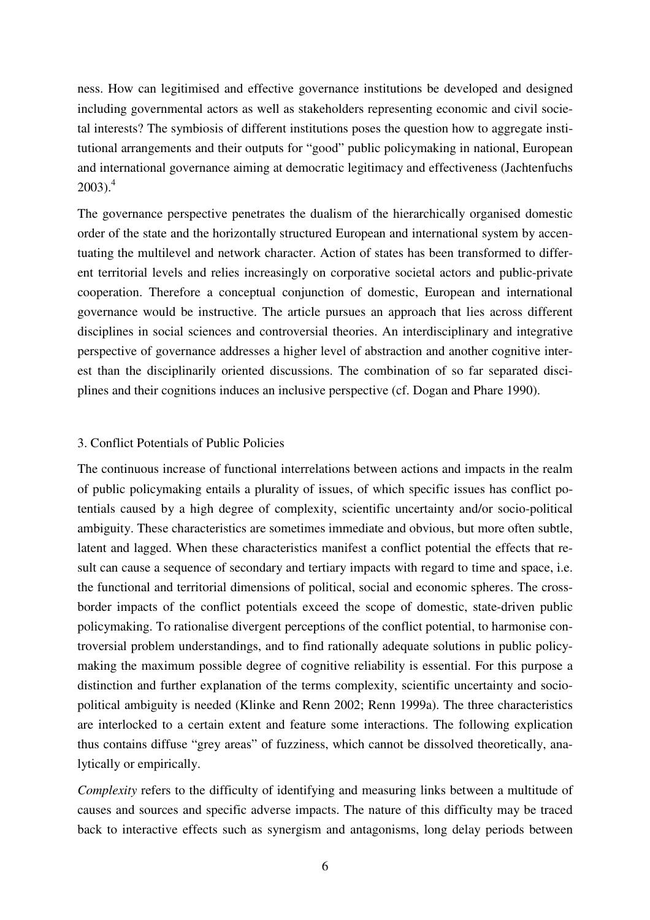ness. How can legitimised and effective governance institutions be developed and designed including governmental actors as well as stakeholders representing economic and civil societal interests? The symbiosis of different institutions poses the question how to aggregate institutional arrangements and their outputs for "good" public policymaking in national, European and international governance aiming at democratic legitimacy and effectiveness (Jachtenfuchs 2003).[4]

The governance perspective penetrates the dualism of the hierarchically organised domestic order of the state and the horizontally structured European and international system by accentuating the multilevel and network character. Action of states has been transformed to different territorial levels and relies increasingly on corporative societal actors and public-private cooperation. Therefore a conceptual conjunction of domestic, European and international governance would be instructive. The article pursues an approach that lies across different disciplines in social sciences and controversial theories. An interdisciplinary and integrative perspective of governance addresses a higher level of abstraction and another cognitive interest than the disciplinarily oriented discussions. The combination of so far separated disciplines and their cognitions induces an inclusive perspective (cf. Dogan and Phare 1990).

## 3. Conflict Potentials of Public Policies

The continuous increase of functional interrelations between actions and impacts in the realm of public policymaking entails a plurality of issues, of which specific issues has conflict potentials caused by a high degree of complexity, scientific uncertainty and/or socio-political ambiguity. These characteristics are sometimes immediate and obvious, but more often subtle, latent and lagged. When these characteristics manifest a conflict potential the effects that result can cause a sequence of secondary and tertiary impacts with regard to time and space, i.e. the functional and territorial dimensions of political, social and economic spheres. The cross-border impacts of the conflict potentials exceed the scope of domestic, state-driven public policymaking. To rationalise divergent perceptions of the conflict potential, to harmonise controversial problem understandings, and to find rationally adequate solutions in public policymaking the maximum possible degree of cognitive reliability is essential. For this purpose a distinction and further explanation of the terms complexity, scientific uncertainty and socio-political ambiguity is needed (Klinke and Renn 2002; Renn 1999a). The three characteristics are interlocked to a certain extent and feature some interactions. The following explication thus contains diffuse "grey areas" of fuzziness, which cannot be dissolved theoretically, analytically or empirically.

*Complexity* refers to the difficulty of identifying and measuring links between a multitude of causes and sources and specific adverse impacts. The nature of this difficulty may be traced back to interactive effects such as synergism and antagonisms, long delay periods between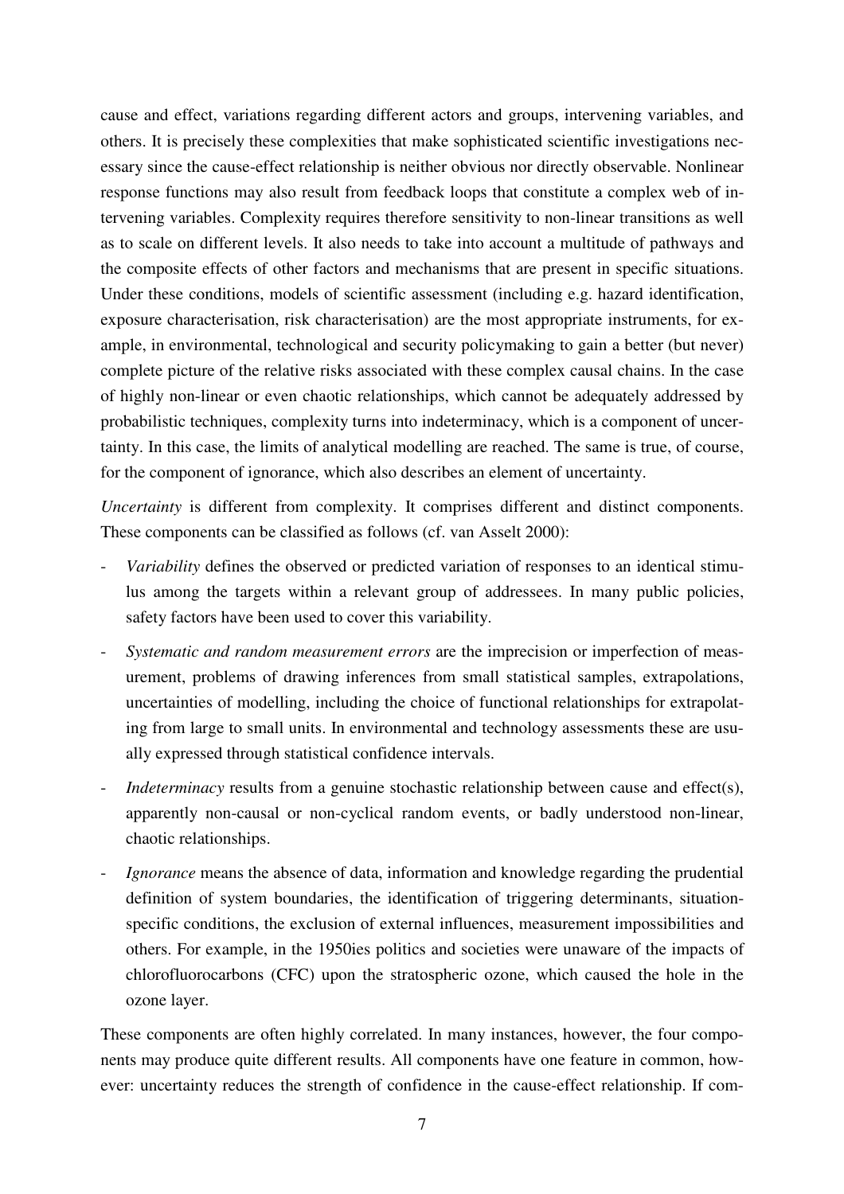cause and effect, variations regarding different actors and groups, intervening variables, and others. It is precisely these complexities that make sophisticated scientific investigations necessary since the cause-effect relationship is neither obvious nor directly observable. Nonlinear response functions may also result from feedback loops that constitute a complex web of intervening variables. Complexity requires therefore sensitivity to non-linear transitions as well as to scale on different levels. It also needs to take into account a multitude of pathways and the composite effects of other factors and mechanisms that are present in specific situations. Under these conditions, models of scientific assessment (including e.g. hazard identification, exposure characterisation, risk characterisation) are the most appropriate instruments, for example, in environmental, technological and security policymaking to gain a better (but never) complete picture of the relative risks associated with these complex causal chains. In the case of highly non-linear or even chaotic relationships, which cannot be adequately addressed by probabilistic techniques, complexity turns into indeterminacy, which is a component of uncertainty. In this case, the limits of analytical modelling are reached. The same is true, of course, for the component of ignorance, which also describes an element of uncertainty.

*Uncertainty* is different from complexity. It comprises different and distinct components. These components can be classified as follows (cf. van Asselt 2000):

- *Variability* defines the observed or predicted variation of responses to an identical stimulus among the targets within a relevant group of addressees. In many public policies, safety factors have been used to cover this variability.
- *Systematic and random measurement errors* are the imprecision or imperfection of measurement, problems of drawing inferences from small statistical samples, extrapolations, uncertainties of modelling, including the choice of functional relationships for extrapolating from large to small units. In environmental and technology assessments these are usually expressed through statistical confidence intervals.
- *Indeterminacy* results from a genuine stochastic relationship between cause and effect(s), apparently non-causal or non-cyclical random events, or badly understood non-linear, chaotic relationships.
- *Ignorance* means the absence of data, information and knowledge regarding the prudential definition of system boundaries, the identification of triggering determinants, situation-specific conditions, the exclusion of external influences, measurement impossibilities and others. For example, in the 1950ies politics and societies were unaware of the impacts of chlorofluorocarbons (CFC) upon the stratospheric ozone, which caused the hole in the ozone layer.

These components are often highly correlated. In many instances, however, the four components may produce quite different results. All components have one feature in common, however: uncertainty reduces the strength of confidence in the cause-effect relationship. If com-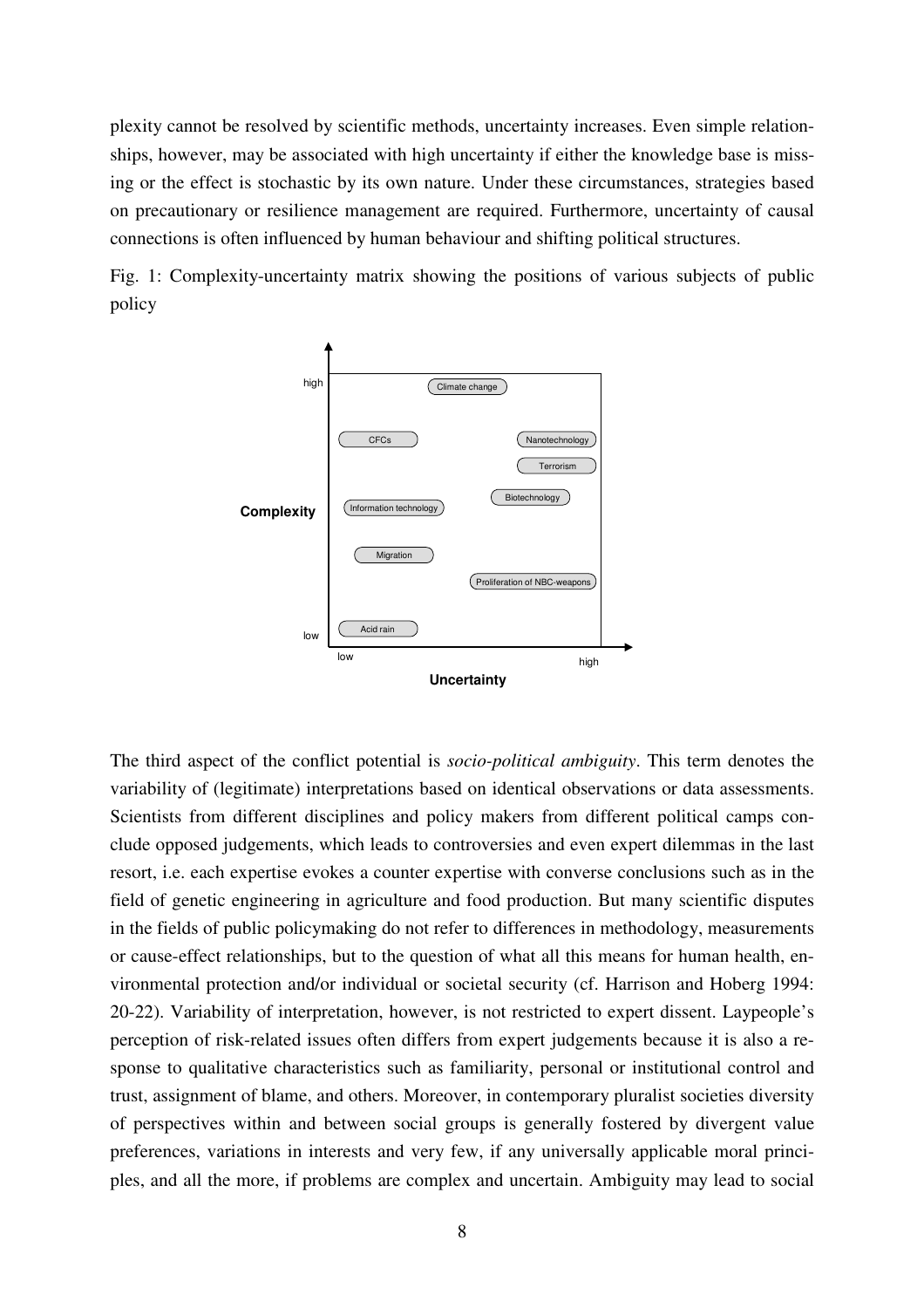plexity cannot be resolved by scientific methods, uncertainty increases. Even simple relationships, however, may be associated with high uncertainty if either the knowledge base is missing or the effect is stochastic by its own nature. Under these circumstances, strategies based on precautionary or resilience management are required. Furthermore, uncertainty of causal connections is often influenced by human behaviour and shifting political structures.

Fig. 1: Complexity-uncertainty matrix showing the positions of various subjects of public policy

The third aspect of the conflict potential is *socio-political ambiguity*. This term denotes the variability of (legitimate) interpretations based on identical observations or data assessments. Scientists from different disciplines and policy makers from different political camps conclude opposed judgements, which leads to controversies and even expert dilemmas in the last resort, i.e. each expertise evokes a counter expertise with converse conclusions such as in the field of genetic engineering in agriculture and food production. But many scientific disputes in the fields of public policymaking do not refer to differences in methodology, measurements or cause-effect relationships, but to the question of what all this means for human health, environmental protection and/or individual or societal security (cf. Harrison and Hoberg 1994: 20-22). Variability of interpretation, however, is not restricted to expert dissent. Laypeople's perception of risk-related issues often differs from expert judgements because it is also a response to qualitative characteristics such as familiarity, personal or institutional control and trust, assignment of blame, and others. Moreover, in contemporary pluralist societies diversity of perspectives within and between social groups is generally fostered by divergent value preferences, variations in interests and very few, if any universally applicable moral principles, and all the more, if problems are complex and uncertain. Ambiguity may lead to social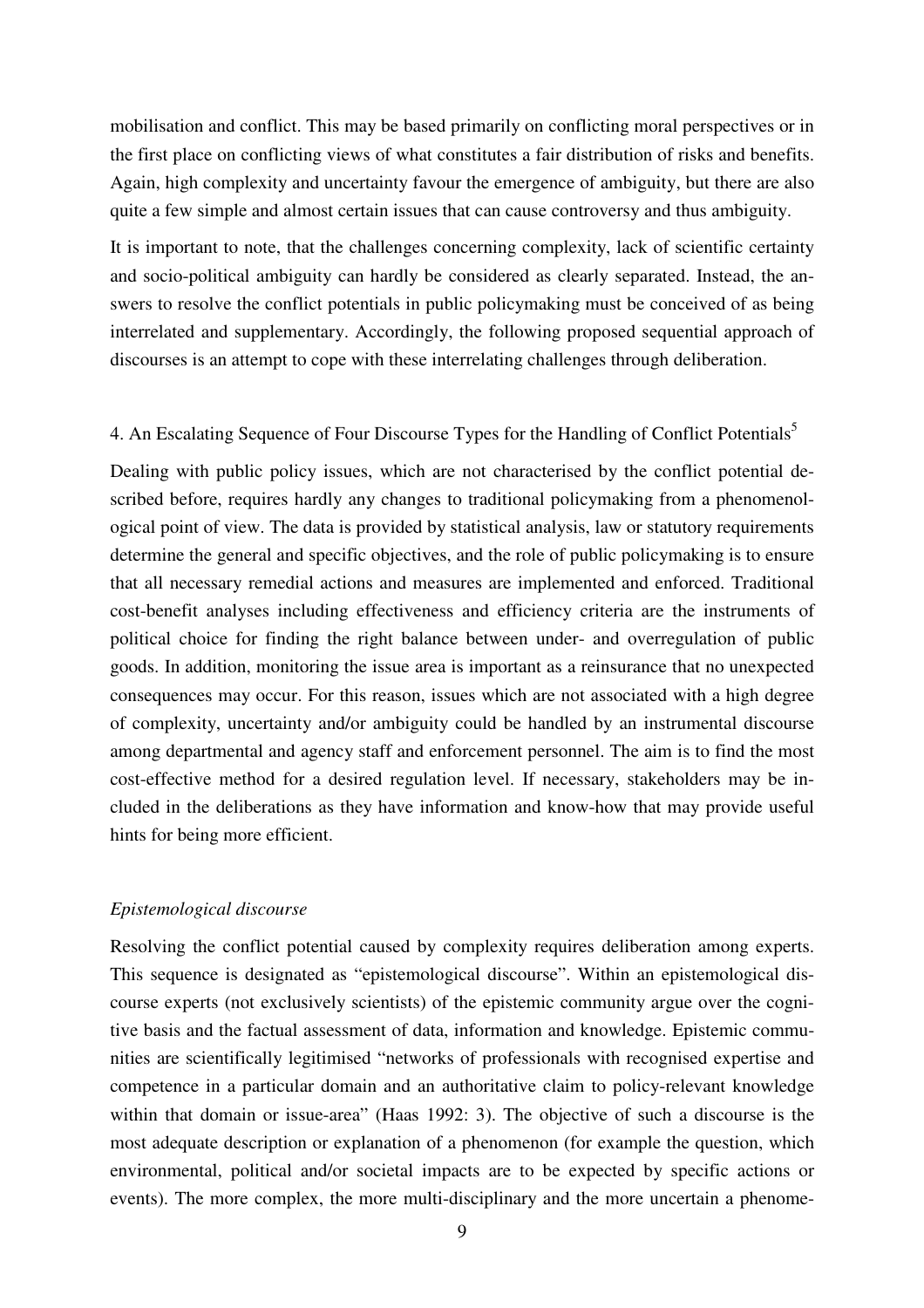mobilisation and conflict. This may be based primarily on conflicting moral perspectives or in the first place on conflicting views of what constitutes a fair distribution of risks and benefits. Again, high complexity and uncertainty favour the emergence of ambiguity, but there are also quite a few simple and almost certain issues that can cause controversy and thus ambiguity.

It is important to note, that the challenges concerning complexity, lack of scientific certainty and socio-political ambiguity can hardly be considered as clearly separated. Instead, the answers to resolve the conflict potentials in public policymaking must be conceived of as being interrelated and supplementary. Accordingly, the following proposed sequential approach of discourses is an attempt to cope with these interrelating challenges through deliberation.

## 4. An Escalating Sequence of Four Discourse Types for the Handling of Conflict Potentials[5]

Dealing with public policy issues, which are not characterised by the conflict potential described before, requires hardly any changes to traditional policymaking from a phenomenological point of view. The data is provided by statistical analysis, law or statutory requirements determine the general and specific objectives, and the role of public policymaking is to ensure that all necessary remedial actions and measures are implemented and enforced. Traditional cost-benefit analyses including effectiveness and efficiency criteria are the instruments of political choice for finding the right balance between under- and overregulation of public goods. In addition, monitoring the issue area is important as a reinsurance that no unexpected consequences may occur. For this reason, issues which are not associated with a high degree of complexity, uncertainty and/or ambiguity could be handled by an instrumental discourse among departmental and agency staff and enforcement personnel. The aim is to find the most cost-effective method for a desired regulation level. If necessary, stakeholders may be included in the deliberations as they have information and know-how that may provide useful hints for being more efficient.

### *Epistemological discourse*

Resolving the conflict potential caused by complexity requires deliberation among experts. This sequence is designated as "epistemological discourse". Within an epistemological discourse experts (not exclusively scientists) of the epistemic community argue over the cognitive basis and the factual assessment of data, information and knowledge. Epistemic communities are scientifically legitimised "networks of professionals with recognised expertise and competence in a particular domain and an authoritative claim to policy-relevant knowledge within that domain or issue-area" (Haas 1992: 3). The objective of such a discourse is the most adequate description or explanation of a phenomenon (for example the question, which environmental, political and/or societal impacts are to be expected by specific actions or events). The more complex, the more multi-disciplinary and the more uncertain a phenome-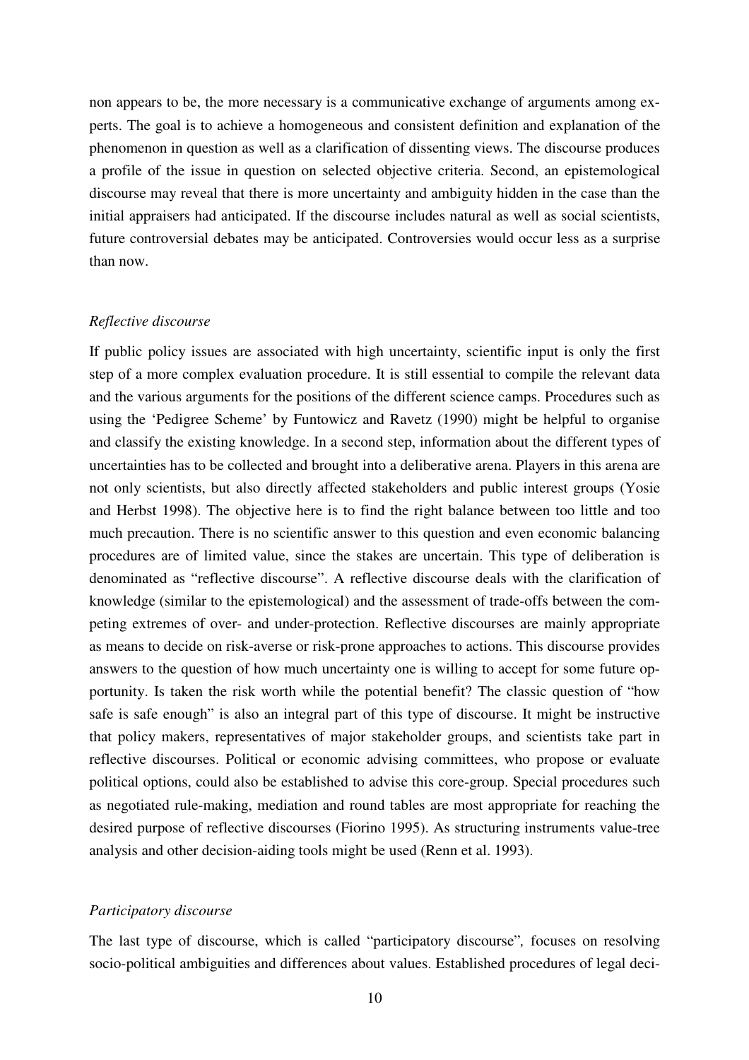non appears to be, the more necessary is a communicative exchange of arguments among experts. The goal is to achieve a homogeneous and consistent definition and explanation of the phenomenon in question as well as a clarification of dissenting views. The discourse produces a profile of the issue in question on selected objective criteria. Second, an epistemological discourse may reveal that there is more uncertainty and ambiguity hidden in the case than the initial appraisers had anticipated. If the discourse includes natural as well as social scientists, future controversial debates may be anticipated. Controversies would occur less as a surprise than now.

*Reflective discourse*

If public policy issues are associated with high uncertainty, scientific input is only the first step of a more complex evaluation procedure. It is still essential to compile the relevant data and the various arguments for the positions of the different science camps. Procedures such as using the 'Pedigree Scheme' by Funtowicz and Ravetz (1990) might be helpful to organise and classify the existing knowledge. In a second step, information about the different types of uncertainties has to be collected and brought into a deliberative arena. Players in this arena are not only scientists, but also directly affected stakeholders and public interest groups (Yosie and Herbst 1998). The objective here is to find the right balance between too little and too much precaution. There is no scientific answer to this question and even economic balancing procedures are of limited value, since the stakes are uncertain. This type of deliberation is denominated as "reflective discourse". A reflective discourse deals with the clarification of knowledge (similar to the epistemological) and the assessment of trade-offs between the competing extremes of over- and under-protection. Reflective discourses are mainly appropriate as means to decide on risk-averse or risk-prone approaches to actions. This discourse provides answers to the question of how much uncertainty one is willing to accept for some future opportunity. Is taken the risk worth while the potential benefit? The classic question of "how safe is safe enough" is also an integral part of this type of discourse. It might be instructive that policy makers, representatives of major stakeholder groups, and scientists take part in reflective discourses. Political or economic advising committees, who propose or evaluate political options, could also be established to advise this core-group. Special procedures such as negotiated rule-making, mediation and round tables are most appropriate for reaching the desired purpose of reflective discourses (Fiorino 1995). As structuring instruments value-tree analysis and other decision-aiding tools might be used (Renn et al. 1993).

*Participatory discourse*

The last type of discourse, which is called "participatory discourse", focuses on resolving socio-political ambiguities and differences about values. Established procedures of legal deci-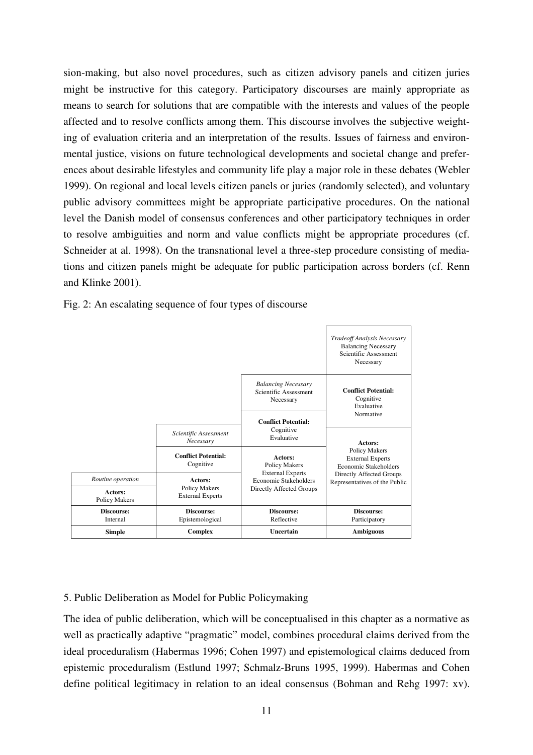sion-making, but also novel procedures, such as citizen advisory panels and citizen juries might be instructive for this category. Participatory discourses are mainly appropriate as means to search for solutions that are compatible with the interests and values of the people affected and to resolve conflicts among them. This discourse involves the subjective weighting of evaluation criteria and an interpretation of the results. Issues of fairness and environmental justice, visions on future technological developments and societal change and preferences about desirable lifestyles and community life play a major role in these debates (Webler 1999). On regional and local levels citizen panels or juries (randomly selected), and voluntary public advisory committees might be appropriate participative procedures. On the national level the Danish model of consensus conferences and other participatory techniques in order to resolve ambiguities and norm and value conflicts might be appropriate procedures (cf. Schneider at al. 1998). On the transnational level a three-step procedure consisting of mediations and citizen panels might be adequate for public participation across borders (cf. Renn and Klinke 2001).

Fig. 2: An escalating sequence of four types of discourse

| Simple | Complex | Uncertain | Ambiguous |
|---|---|---|---|
| | | | *Tradeoff Analysis Necessary* Balancing Necessary Scientific Assessment Necessary |
| | | *Balancing Necessary* Scientific Assessment Necessary | **Conflict Potential:** Cognitive Evaluative Normative |
| | *Scientific Assessment Necessary* | **Conflict Potential:** Cognitive Evaluative | **Actors:** Policy Makers External Experts Economic Stakeholders Directly Affected Groups Representatives of the Public |
| | **Conflict Potential:** Cognitive | **Actors:** Policy Makers External Experts Economic Stakeholders Directly Affected Groups | |
| *Routine operation* | **Actors:** Policy Makers External Experts | | |
| **Actors:** Policy Makers | | | |
| **Discourse:** Internal | **Discourse:** Epistemological | **Discourse:** Reflective | **Discourse:** Participatory |

## 5. Public Deliberation as Model for Public Policymaking

The idea of public deliberation, which will be conceptualised in this chapter as a normative as well as practically adaptive "pragmatic" model, combines procedural claims derived from the ideal proceduralism (Habermas 1996; Cohen 1997) and epistemological claims deduced from epistemic proceduralism (Estlund 1997; Schmalz-Bruns 1995, 1999). Habermas and Cohen define political legitimacy in relation to an ideal consensus (Bohman and Rehg 1997: xv).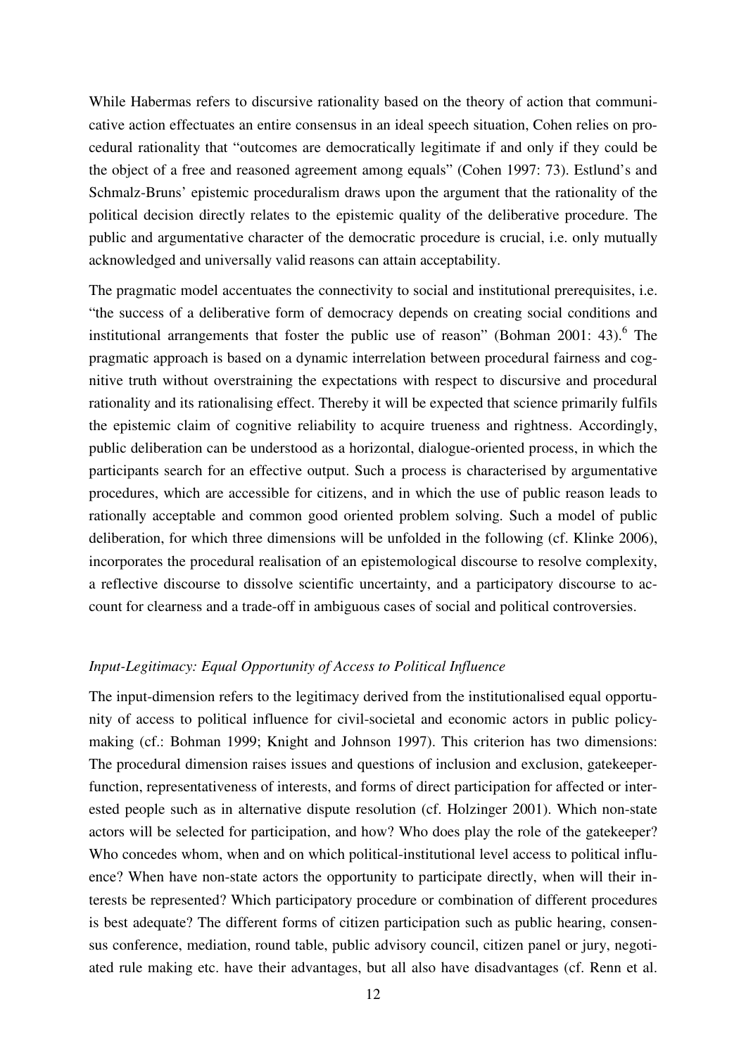While Habermas refers to discursive rationality based on the theory of action that communicative action effectuates an entire consensus in an ideal speech situation, Cohen relies on procedural rationality that "outcomes are democratically legitimate if and only if they could be the object of a free and reasoned agreement among equals" (Cohen 1997: 73). Estlund's and Schmalz-Bruns' epistemic proceduralism draws upon the argument that the rationality of the political decision directly relates to the epistemic quality of the deliberative procedure. The public and argumentative character of the democratic procedure is crucial, i.e. only mutually acknowledged and universally valid reasons can attain acceptability.

The pragmatic model accentuates the connectivity to social and institutional prerequisites, i.e. "the success of a deliberative form of democracy depends on creating social conditions and institutional arrangements that foster the public use of reason" (Bohman 2001: 43).[6] The pragmatic approach is based on a dynamic interrelation between procedural fairness and cognitive truth without overstraining the expectations with respect to discursive and procedural rationality and its rationalising effect. Thereby it will be expected that science primarily fulfils the epistemic claim of cognitive reliability to acquire trueness and rightness. Accordingly, public deliberation can be understood as a horizontal, dialogue-oriented process, in which the participants search for an effective output. Such a process is characterised by argumentative procedures, which are accessible for citizens, and in which the use of public reason leads to rationally acceptable and common good oriented problem solving. Such a model of public deliberation, for which three dimensions will be unfolded in the following (cf. Klinke 2006), incorporates the procedural realisation of an epistemological discourse to resolve complexity, a reflective discourse to dissolve scientific uncertainty, and a participatory discourse to account for clearness and a trade-off in ambiguous cases of social and political controversies.

### *Input-Legitimacy: Equal Opportunity of Access to Political Influence*

The input-dimension refers to the legitimacy derived from the institutionalised equal opportunity of access to political influence for civil-societal and economic actors in public policy-making (cf.: Bohman 1999; Knight and Johnson 1997). This criterion has two dimensions: The procedural dimension raises issues and questions of inclusion and exclusion, gatekeeper-function, representativeness of interests, and forms of direct participation for affected or interested people such as in alternative dispute resolution (cf. Holzinger 2001). Which non-state actors will be selected for participation, and how? Who does play the role of the gatekeeper? Who concedes whom, when and on which political-institutional level access to political influence? When have non-state actors the opportunity to participate directly, when will their interests be represented? Which participatory procedure or combination of different procedures is best adequate? The different forms of citizen participation such as public hearing, consensus conference, mediation, round table, public advisory council, citizen panel or jury, negotiated rule making etc. have their advantages, but all also have disadvantages (cf. Renn et al.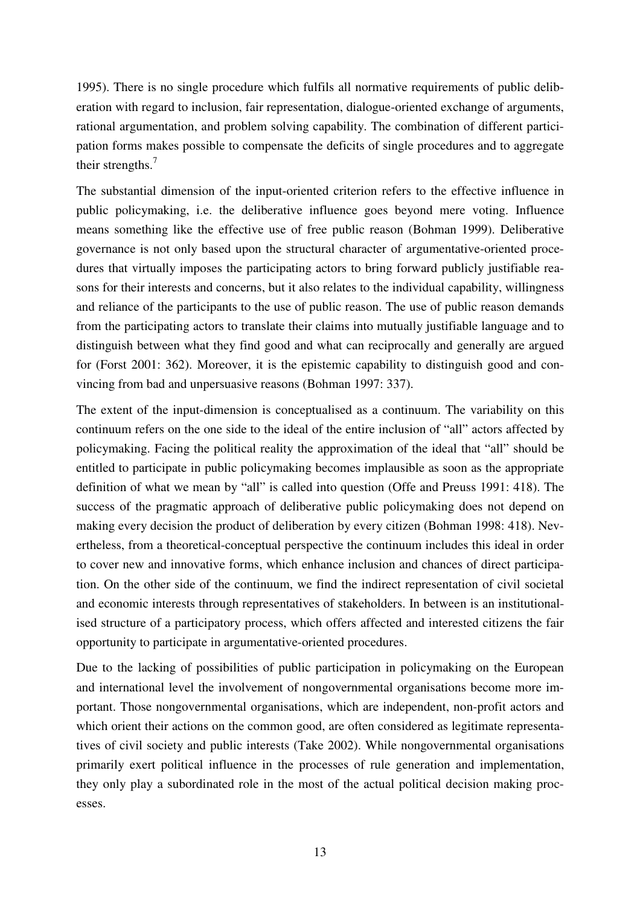1995). There is no single procedure which fulfils all normative requirements of public deliberation with regard to inclusion, fair representation, dialogue-oriented exchange of arguments, rational argumentation, and problem solving capability. The combination of different participation forms makes possible to compensate the deficits of single procedures and to aggregate their strengths.[7]

The substantial dimension of the input-oriented criterion refers to the effective influence in public policymaking, i.e. the deliberative influence goes beyond mere voting. Influence means something like the effective use of free public reason (Bohman 1999). Deliberative governance is not only based upon the structural character of argumentative-oriented procedures that virtually imposes the participating actors to bring forward publicly justifiable reasons for their interests and concerns, but it also relates to the individual capability, willingness and reliance of the participants to the use of public reason. The use of public reason demands from the participating actors to translate their claims into mutually justifiable language and to distinguish between what they find good and what can reciprocally and generally are argued for (Forst 2001: 362). Moreover, it is the epistemic capability to distinguish good and convincing from bad and unpersuasive reasons (Bohman 1997: 337).

The extent of the input-dimension is conceptualised as a continuum. The variability on this continuum refers on the one side to the ideal of the entire inclusion of "all" actors affected by policymaking. Facing the political reality the approximation of the ideal that "all" should be entitled to participate in public policymaking becomes implausible as soon as the appropriate definition of what we mean by "all" is called into question (Offe and Preuss 1991: 418). The success of the pragmatic approach of deliberative public policymaking does not depend on making every decision the product of deliberation by every citizen (Bohman 1998: 418). Nevertheless, from a theoretical-conceptual perspective the continuum includes this ideal in order to cover new and innovative forms, which enhance inclusion and chances of direct participation. On the other side of the continuum, we find the indirect representation of civil societal and economic interests through representatives of stakeholders. In between is an institutionalised structure of a participatory process, which offers affected and interested citizens the fair opportunity to participate in argumentative-oriented procedures.

Due to the lacking of possibilities of public participation in policymaking on the European and international level the involvement of nongovernmental organisations become more important. Those nongovernmental organisations, which are independent, non-profit actors and which orient their actions on the common good, are often considered as legitimate representatives of civil society and public interests (Take 2002). While nongovernmental organisations primarily exert political influence in the processes of rule generation and implementation, they only play a subordinated role in the most of the actual political decision making processes.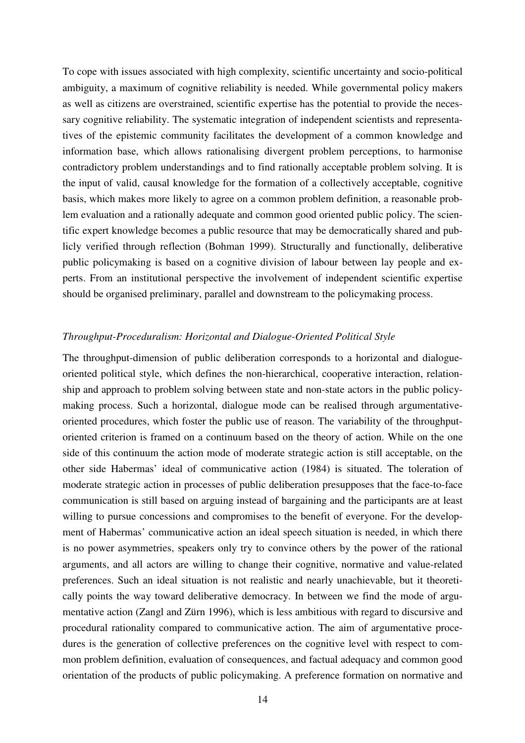To cope with issues associated with high complexity, scientific uncertainty and socio-political ambiguity, a maximum of cognitive reliability is needed. While governmental policy makers as well as citizens are overstrained, scientific expertise has the potential to provide the necessary cognitive reliability. The systematic integration of independent scientists and representatives of the epistemic community facilitates the development of a common knowledge and information base, which allows rationalising divergent problem perceptions, to harmonise contradictory problem understandings and to find rationally acceptable problem solving. It is the input of valid, causal knowledge for the formation of a collectively acceptable, cognitive basis, which makes more likely to agree on a common problem definition, a reasonable problem evaluation and a rationally adequate and common good oriented public policy. The scientific expert knowledge becomes a public resource that may be democratically shared and publicly verified through reflection (Bohman 1999). Structurally and functionally, deliberative public policymaking is based on a cognitive division of labour between lay people and experts. From an institutional perspective the involvement of independent scientific expertise should be organised preliminary, parallel and downstream to the policymaking process.

*Throughput-Proceduralism: Horizontal and Dialogue-Oriented Political Style*

The throughput-dimension of public deliberation corresponds to a horizontal and dialogue-oriented political style, which defines the non-hierarchical, cooperative interaction, relationship and approach to problem solving between state and non-state actors in the public policymaking process. Such a horizontal, dialogue mode can be realised through argumentative-oriented procedures, which foster the public use of reason. The variability of the throughput-oriented criterion is framed on a continuum based on the theory of action. While on the one side of this continuum the action mode of moderate strategic action is still acceptable, on the other side Habermas' ideal of communicative action (1984) is situated. The toleration of moderate strategic action in processes of public deliberation presupposes that the face-to-face communication is still based on arguing instead of bargaining and the participants are at least willing to pursue concessions and compromises to the benefit of everyone. For the development of Habermas' communicative action an ideal speech situation is needed, in which there is no power asymmetries, speakers only try to convince others by the power of the rational arguments, and all actors are willing to change their cognitive, normative and value-related preferences. Such an ideal situation is not realistic and nearly unachievable, but it theoretically points the way toward deliberative democracy. In between we find the mode of argumentative action (Zangl and Zürn 1996), which is less ambitious with regard to discursive and procedural rationality compared to communicative action. The aim of argumentative procedures is the generation of collective preferences on the cognitive level with respect to common problem definition, evaluation of consequences, and factual adequacy and common good orientation of the products of public policymaking. A preference formation on normative and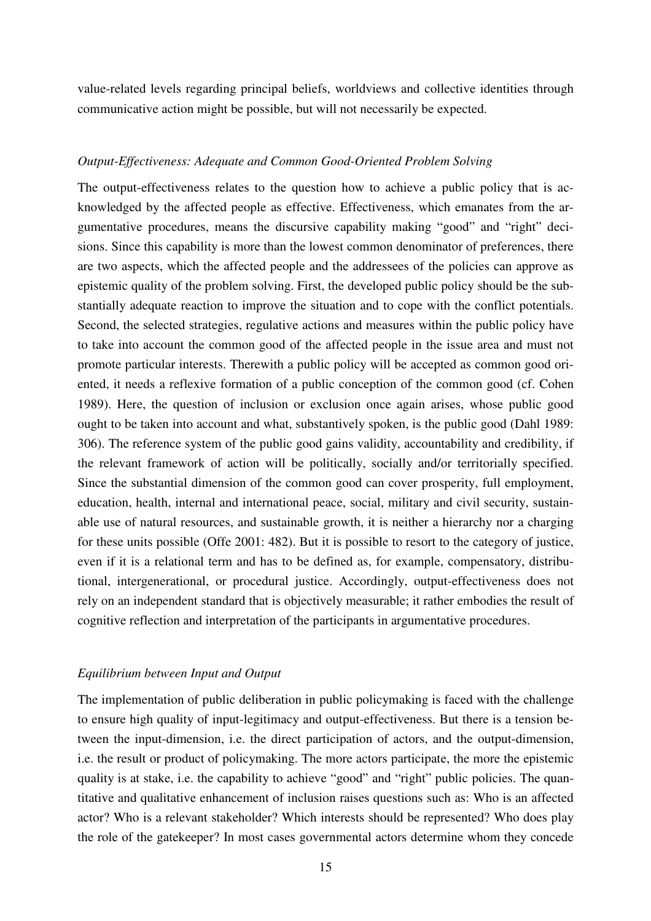value-related levels regarding principal beliefs, worldviews and collective identities through communicative action might be possible, but will not necessarily be expected.

*Output-Effectiveness: Adequate and Common Good-Oriented Problem Solving*

The output-effectiveness relates to the question how to achieve a public policy that is acknowledged by the affected people as effective. Effectiveness, which emanates from the argumentative procedures, means the discursive capability making "good" and "right" decisions. Since this capability is more than the lowest common denominator of preferences, there are two aspects, which the affected people and the addressees of the policies can approve as epistemic quality of the problem solving. First, the developed public policy should be the substantially adequate reaction to improve the situation and to cope with the conflict potentials. Second, the selected strategies, regulative actions and measures within the public policy have to take into account the common good of the affected people in the issue area and must not promote particular interests. Therewith a public policy will be accepted as common good oriented, it needs a reflexive formation of a public conception of the common good (cf. Cohen 1989). Here, the question of inclusion or exclusion once again arises, whose public good ought to be taken into account and what, substantively spoken, is the public good (Dahl 1989: 306). The reference system of the public good gains validity, accountability and credibility, if the relevant framework of action will be politically, socially and/or territorially specified. Since the substantial dimension of the common good can cover prosperity, full employment, education, health, internal and international peace, social, military and civil security, sustainable use of natural resources, and sustainable growth, it is neither a hierarchy nor a charging for these units possible (Offe 2001: 482). But it is possible to resort to the category of justice, even if it is a relational term and has to be defined as, for example, compensatory, distributional, intergenerational, or procedural justice. Accordingly, output-effectiveness does not rely on an independent standard that is objectively measurable; it rather embodies the result of cognitive reflection and interpretation of the participants in argumentative procedures.

*Equilibrium between Input and Output*

The implementation of public deliberation in public policymaking is faced with the challenge to ensure high quality of input-legitimacy and output-effectiveness. But there is a tension between the input-dimension, i.e. the direct participation of actors, and the output-dimension, i.e. the result or product of policymaking. The more actors participate, the more the epistemic quality is at stake, i.e. the capability to achieve "good" and "right" public policies. The quantitative and qualitative enhancement of inclusion raises questions such as: Who is an affected actor? Who is a relevant stakeholder? Which interests should be represented? Who does play the role of the gatekeeper? In most cases governmental actors determine whom they concede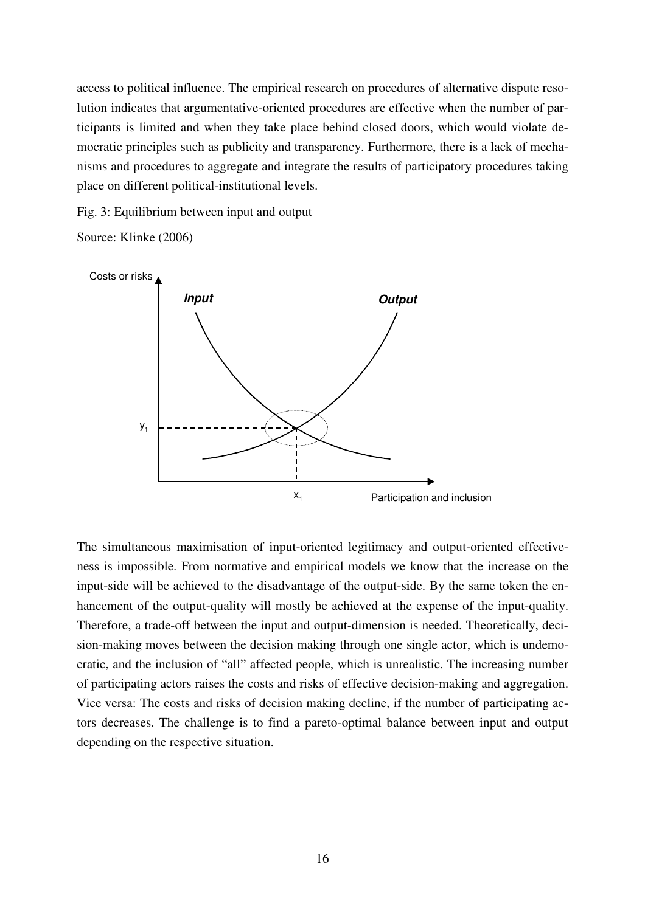access to political influence. The empirical research on procedures of alternative dispute resolution indicates that argumentative-oriented procedures are effective when the number of participants is limited and when they take place behind closed doors, which would violate democratic principles such as publicity and transparency. Furthermore, there is a lack of mechanisms and procedures to aggregate and integrate the results of participatory procedures taking place on different political-institutional levels.

Fig. 3: Equilibrium between input and output

Source: Klinke (2006)

The simultaneous maximisation of input-oriented legitimacy and output-oriented effectiveness is impossible. From normative and empirical models we know that the increase on the input-side will be achieved to the disadvantage of the output-side. By the same token the enhancement of the output-quality will mostly be achieved at the expense of the input-quality. Therefore, a trade-off between the input and output-dimension is needed. Theoretically, decision-making moves between the decision making through one single actor, which is undemocratic, and the inclusion of "all" affected people, which is unrealistic. The increasing number of participating actors raises the costs and risks of effective decision-making and aggregation. Vice versa: The costs and risks of decision making decline, if the number of participating actors decreases. The challenge is to find a pareto-optimal balance between input and output depending on the respective situation.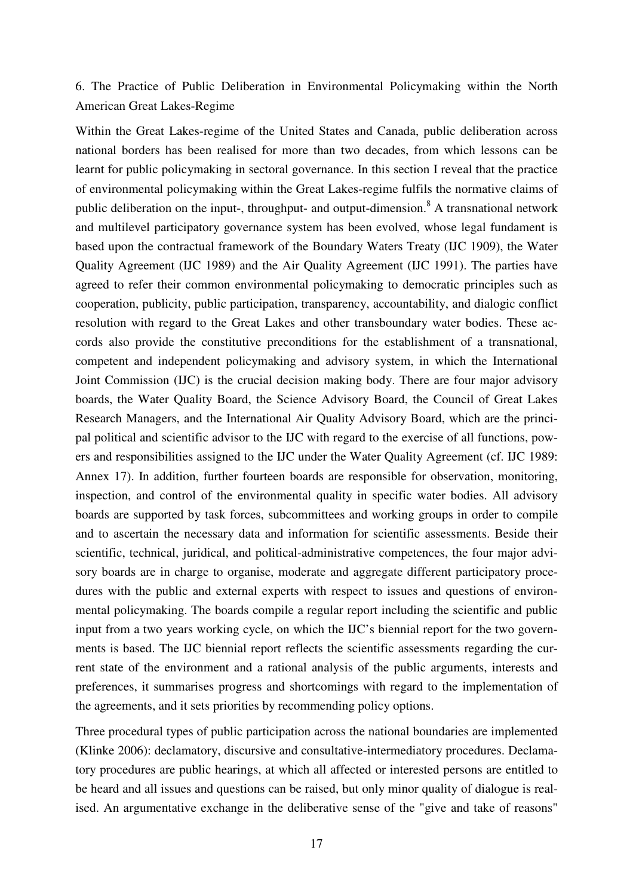## 6. The Practice of Public Deliberation in Environmental Policymaking within the North American Great Lakes-Regime

Within the Great Lakes-regime of the United States and Canada, public deliberation across national borders has been realised for more than two decades, from which lessons can be learnt for public policymaking in sectoral governance. In this section I reveal that the practice of environmental policymaking within the Great Lakes-regime fulfils the normative claims of public deliberation on the input-, throughput- and output-dimension.[8] A transnational network and multilevel participatory governance system has been evolved, whose legal fundament is based upon the contractual framework of the Boundary Waters Treaty (IJC 1909), the Water Quality Agreement (IJC 1989) and the Air Quality Agreement (IJC 1991). The parties have agreed to refer their common environmental policymaking to democratic principles such as cooperation, publicity, public participation, transparency, accountability, and dialogic conflict resolution with regard to the Great Lakes and other transboundary water bodies. These accords also provide the constitutive preconditions for the establishment of a transnational, competent and independent policymaking and advisory system, in which the International Joint Commission (IJC) is the crucial decision making body. There are four major advisory boards, the Water Quality Board, the Science Advisory Board, the Council of Great Lakes Research Managers, and the International Air Quality Advisory Board, which are the principal political and scientific advisor to the IJC with regard to the exercise of all functions, powers and responsibilities assigned to the IJC under the Water Quality Agreement (cf. IJC 1989: Annex 17). In addition, further fourteen boards are responsible for observation, monitoring, inspection, and control of the environmental quality in specific water bodies. All advisory boards are supported by task forces, subcommittees and working groups in order to compile and to ascertain the necessary data and information for scientific assessments. Beside their scientific, technical, juridical, and political-administrative competences, the four major advisory boards are in charge to organise, moderate and aggregate different participatory procedures with the public and external experts with respect to issues and questions of environmental policymaking. The boards compile a regular report including the scientific and public input from a two years working cycle, on which the IJC's biennial report for the two governments is based. The IJC biennial report reflects the scientific assessments regarding the current state of the environment and a rational analysis of the public arguments, interests and preferences, it summarises progress and shortcomings with regard to the implementation of the agreements, and it sets priorities by recommending policy options.

Three procedural types of public participation across the national boundaries are implemented (Klinke 2006): declamatory, discursive and consultative-intermediatory procedures. Declamatory procedures are public hearings, at which all affected or interested persons are entitled to be heard and all issues and questions can be raised, but only minor quality of dialogue is realised. An argumentative exchange in the deliberative sense of the "give and take of reasons"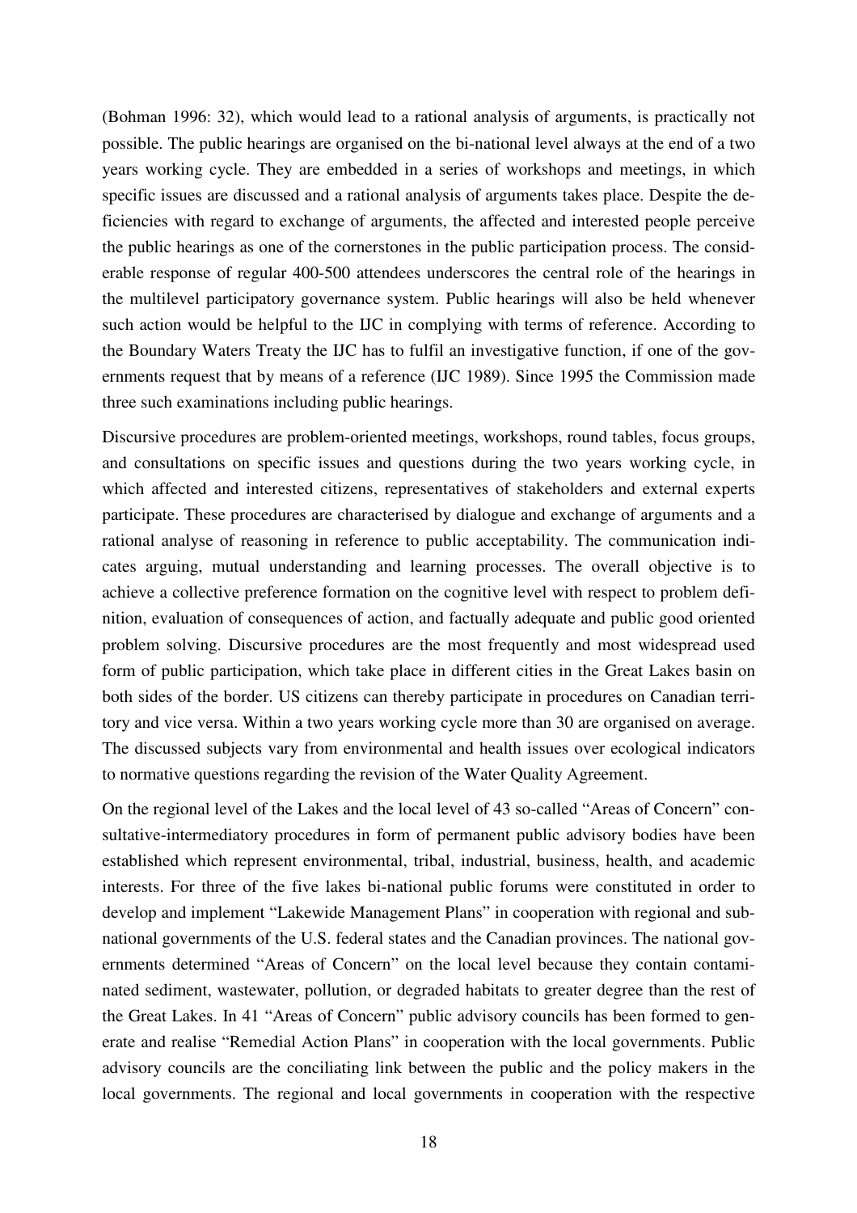(Bohman 1996: 32), which would lead to a rational analysis of arguments, is practically not possible. The public hearings are organised on the bi-national level always at the end of a two years working cycle. They are embedded in a series of workshops and meetings, in which specific issues are discussed and a rational analysis of arguments takes place. Despite the deficiencies with regard to exchange of arguments, the affected and interested people perceive the public hearings as one of the cornerstones in the public participation process. The considerable response of regular 400-500 attendees underscores the central role of the hearings in the multilevel participatory governance system. Public hearings will also be held whenever such action would be helpful to the IJC in complying with terms of reference. According to the Boundary Waters Treaty the IJC has to fulfil an investigative function, if one of the governments request that by means of a reference (IJC 1989). Since 1995 the Commission made three such examinations including public hearings.

Discursive procedures are problem-oriented meetings, workshops, round tables, focus groups, and consultations on specific issues and questions during the two years working cycle, in which affected and interested citizens, representatives of stakeholders and external experts participate. These procedures are characterised by dialogue and exchange of arguments and a rational analyse of reasoning in reference to public acceptability. The communication indicates arguing, mutual understanding and learning processes. The overall objective is to achieve a collective preference formation on the cognitive level with respect to problem definition, evaluation of consequences of action, and factually adequate and public good oriented problem solving. Discursive procedures are the most frequently and most widespread used form of public participation, which take place in different cities in the Great Lakes basin on both sides of the border. US citizens can thereby participate in procedures on Canadian territory and vice versa. Within a two years working cycle more than 30 are organised on average. The discussed subjects vary from environmental and health issues over ecological indicators to normative questions regarding the revision of the Water Quality Agreement.

On the regional level of the Lakes and the local level of 43 so-called "Areas of Concern" consultative-intermediatory procedures in form of permanent public advisory bodies have been established which represent environmental, tribal, industrial, business, health, and academic interests. For three of the five lakes bi-national public forums were constituted in order to develop and implement "Lakewide Management Plans" in cooperation with regional and subnational governments of the U.S. federal states and the Canadian provinces. The national governments determined "Areas of Concern" on the local level because they contain contaminated sediment, wastewater, pollution, or degraded habitats to greater degree than the rest of the Great Lakes. In 41 "Areas of Concern" public advisory councils has been formed to generate and realise "Remedial Action Plans" in cooperation with the local governments. Public advisory councils are the conciliating link between the public and the policy makers in the local governments. The regional and local governments in cooperation with the respective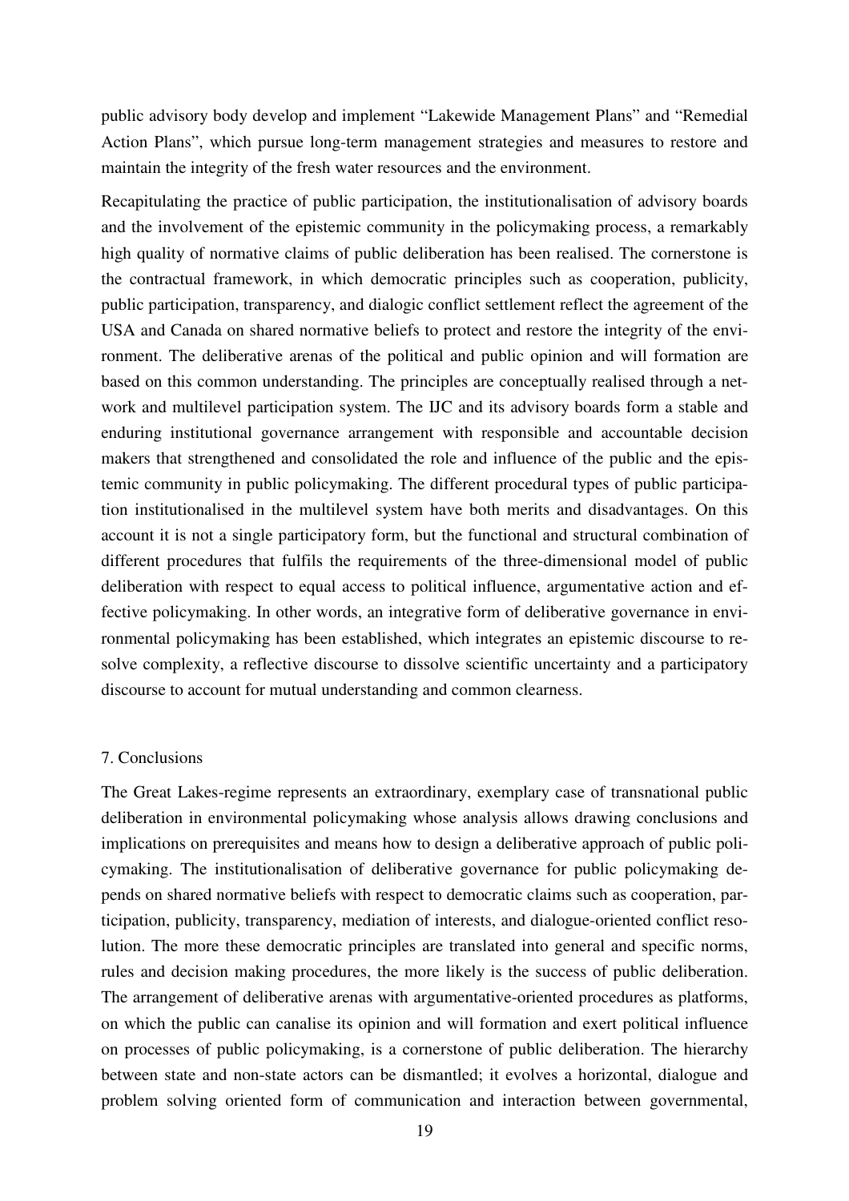public advisory body develop and implement "Lakewide Management Plans" and "Remedial Action Plans", which pursue long-term management strategies and measures to restore and maintain the integrity of the fresh water resources and the environment.

Recapitulating the practice of public participation, the institutionalisation of advisory boards and the involvement of the epistemic community in the policymaking process, a remarkably high quality of normative claims of public deliberation has been realised. The cornerstone is the contractual framework, in which democratic principles such as cooperation, publicity, public participation, transparency, and dialogic conflict settlement reflect the agreement of the USA and Canada on shared normative beliefs to protect and restore the integrity of the environment. The deliberative arenas of the political and public opinion and will formation are based on this common understanding. The principles are conceptually realised through a network and multilevel participation system. The IJC and its advisory boards form a stable and enduring institutional governance arrangement with responsible and accountable decision makers that strengthened and consolidated the role and influence of the public and the epistemic community in public policymaking. The different procedural types of public participation institutionalised in the multilevel system have both merits and disadvantages. On this account it is not a single participatory form, but the functional and structural combination of different procedures that fulfils the requirements of the three-dimensional model of public deliberation with respect to equal access to political influence, argumentative action and effective policymaking. In other words, an integrative form of deliberative governance in environmental policymaking has been established, which integrates an epistemic discourse to resolve complexity, a reflective discourse to dissolve scientific uncertainty and a participatory discourse to account for mutual understanding and common clearness.

## 7. Conclusions

The Great Lakes-regime represents an extraordinary, exemplary case of transnational public deliberation in environmental policymaking whose analysis allows drawing conclusions and implications on prerequisites and means how to design a deliberative approach of public policymaking. The institutionalisation of deliberative governance for public policymaking depends on shared normative beliefs with respect to democratic claims such as cooperation, participation, publicity, transparency, mediation of interests, and dialogue-oriented conflict resolution. The more these democratic principles are translated into general and specific norms, rules and decision making procedures, the more likely is the success of public deliberation. The arrangement of deliberative arenas with argumentative-oriented procedures as platforms, on which the public can canalise its opinion and will formation and exert political influence on processes of public policymaking, is a cornerstone of public deliberation. The hierarchy between state and non-state actors can be dismantled; it evolves a horizontal, dialogue and problem solving oriented form of communication and interaction between governmental,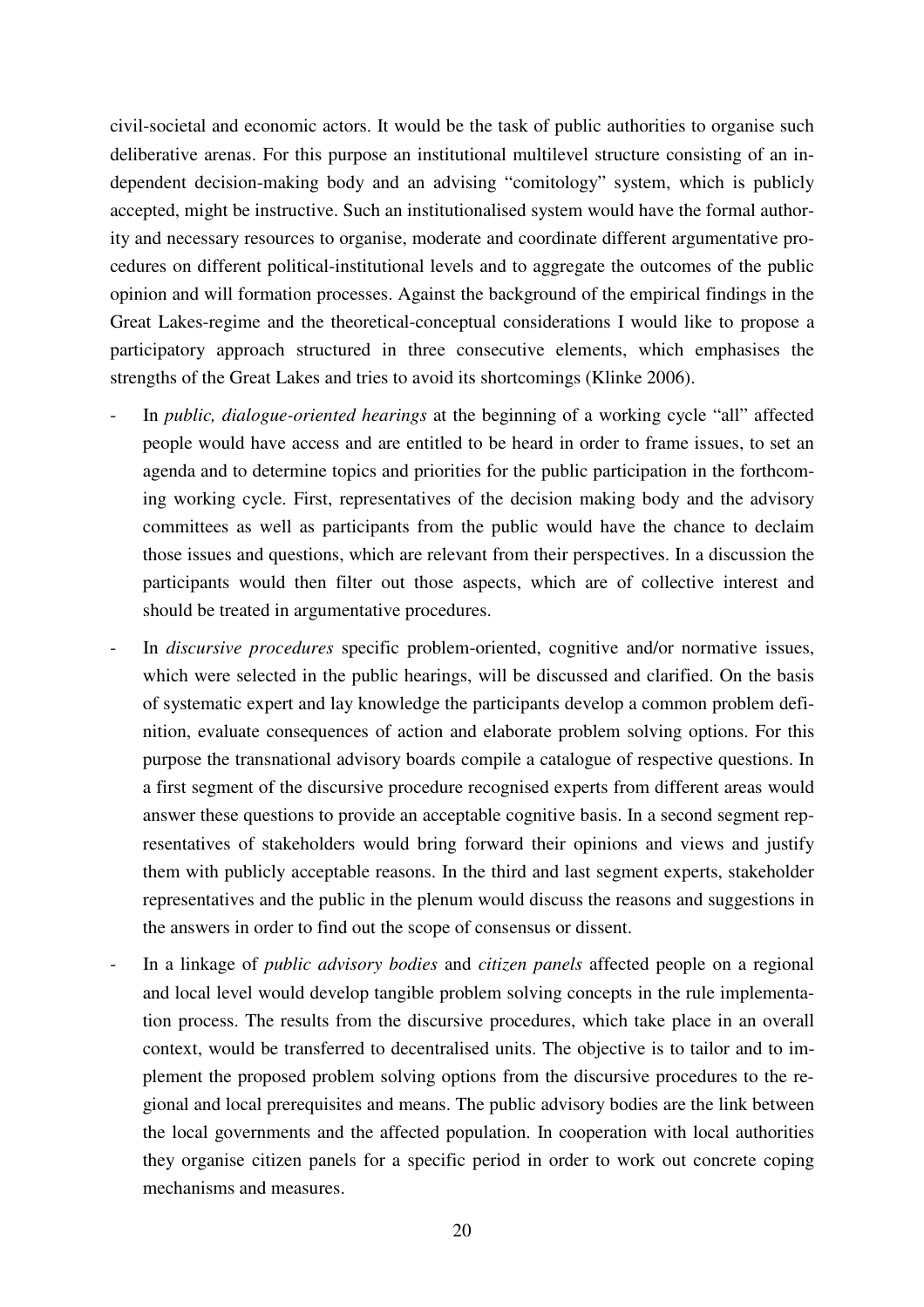civil-societal and economic actors. It would be the task of public authorities to organise such deliberative arenas. For this purpose an institutional multilevel structure consisting of an independent decision-making body and an advising "comitology" system, which is publicly accepted, might be instructive. Such an institutionalised system would have the formal authority and necessary resources to organise, moderate and coordinate different argumentative procedures on different political-institutional levels and to aggregate the outcomes of the public opinion and will formation processes. Against the background of the empirical findings in the Great Lakes-regime and the theoretical-conceptual considerations I would like to propose a participatory approach structured in three consecutive elements, which emphasises the strengths of the Great Lakes and tries to avoid its shortcomings (Klinke 2006).

- In *public, dialogue-oriented hearings* at the beginning of a working cycle "all" affected people would have access and are entitled to be heard in order to frame issues, to set an agenda and to determine topics and priorities for the public participation in the forthcoming working cycle. First, representatives of the decision making body and the advisory committees as well as participants from the public would have the chance to declaim those issues and questions, which are relevant from their perspectives. In a discussion the participants would then filter out those aspects, which are of collective interest and should be treated in argumentative procedures.
- In *discursive procedures* specific problem-oriented, cognitive and/or normative issues, which were selected in the public hearings, will be discussed and clarified. On the basis of systematic expert and lay knowledge the participants develop a common problem definition, evaluate consequences of action and elaborate problem solving options. For this purpose the transnational advisory boards compile a catalogue of respective questions. In a first segment of the discursive procedure recognised experts from different areas would answer these questions to provide an acceptable cognitive basis. In a second segment representatives of stakeholders would bring forward their opinions and views and justify them with publicly acceptable reasons. In the third and last segment experts, stakeholder representatives and the public in the plenum would discuss the reasons and suggestions in the answers in order to find out the scope of consensus or dissent.
- In a linkage of *public advisory bodies* and *citizen panels* affected people on a regional and local level would develop tangible problem solving concepts in the rule implementation process. The results from the discursive procedures, which take place in an overall context, would be transferred to decentralised units. The objective is to tailor and to implement the proposed problem solving options from the discursive procedures to the regional and local prerequisites and means. The public advisory bodies are the link between the local governments and the affected population. In cooperation with local authorities they organise citizen panels for a specific period in order to work out concrete coping mechanisms and measures.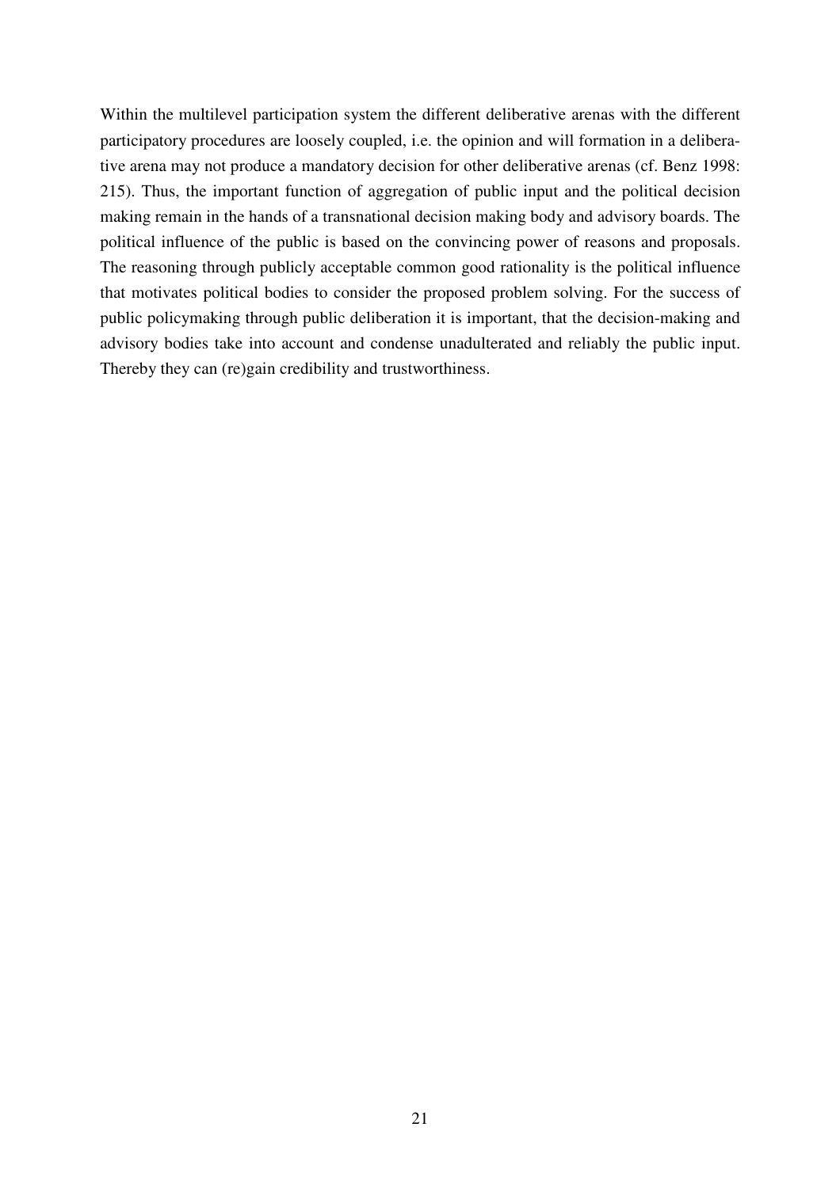Within the multilevel participation system the different deliberative arenas with the different participatory procedures are loosely coupled, i.e. the opinion and will formation in a deliberative arena may not produce a mandatory decision for other deliberative arenas (cf. Benz 1998: 215). Thus, the important function of aggregation of public input and the political decision making remain in the hands of a transnational decision making body and advisory boards. The political influence of the public is based on the convincing power of reasons and proposals. The reasoning through publicly acceptable common good rationality is the political influence that motivates political bodies to consider the proposed problem solving. For the success of public policymaking through public deliberation it is important, that the decision-making and advisory bodies take into account and condense unadulterated and reliably the public input. Thereby they can (re)gain credibility and trustworthiness.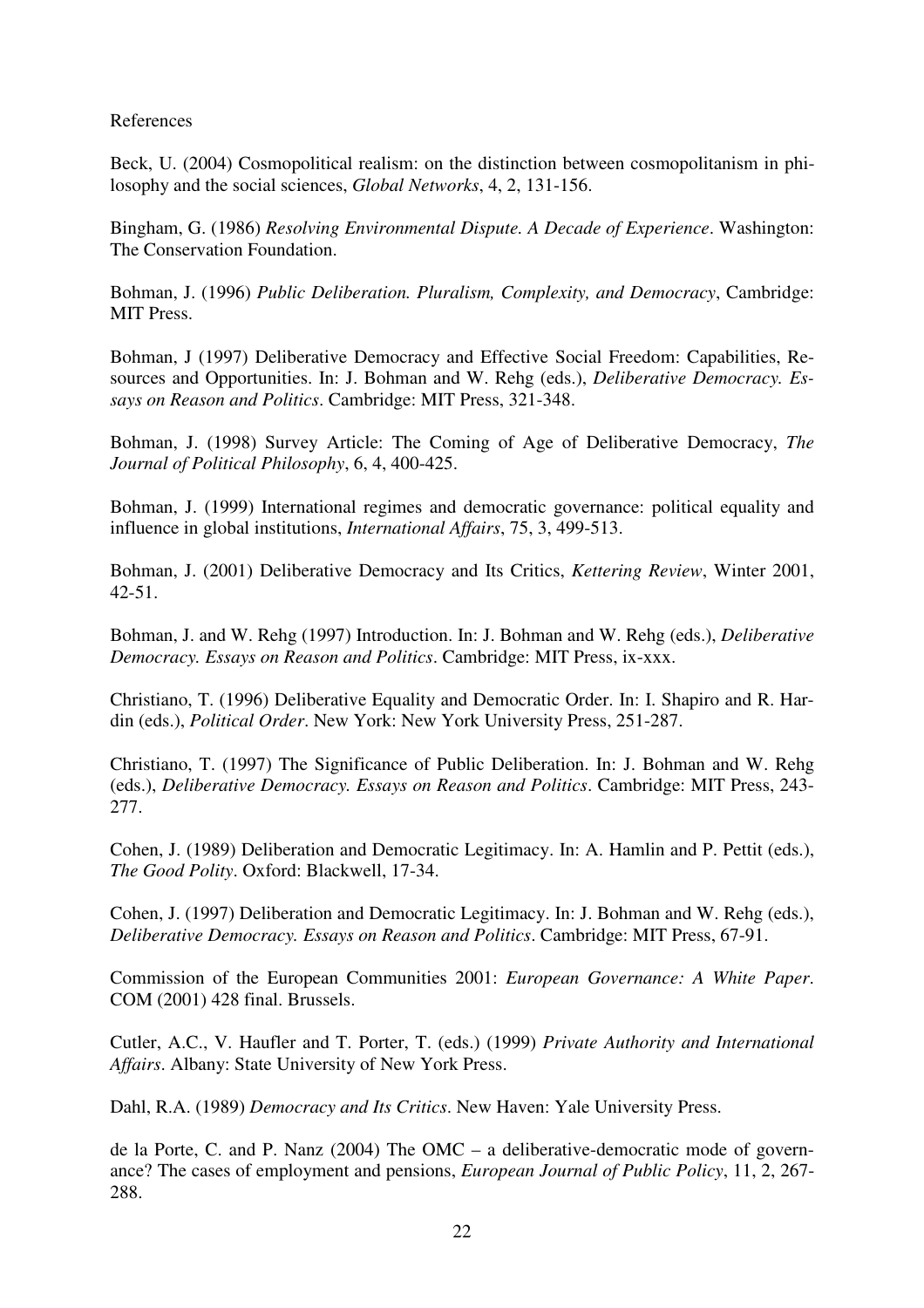References

Beck, U. (2004) Cosmopolitical realism: on the distinction between cosmopolitanism in philosophy and the social sciences, *Global Networks*, 4, 2, 131-156.

Bingham, G. (1986) *Resolving Environmental Dispute. A Decade of Experience*. Washington: The Conservation Foundation.

Bohman, J. (1996) *Public Deliberation. Pluralism, Complexity, and Democracy*, Cambridge: MIT Press.

Bohman, J (1997) Deliberative Democracy and Effective Social Freedom: Capabilities, Resources and Opportunities. In: J. Bohman and W. Rehg (eds.), *Deliberative Democracy. Essays on Reason and Politics*. Cambridge: MIT Press, 321-348.

Bohman, J. (1998) Survey Article: The Coming of Age of Deliberative Democracy, *The Journal of Political Philosophy*, 6, 4, 400-425.

Bohman, J. (1999) International regimes and democratic governance: political equality and influence in global institutions, *International Affairs*, 75, 3, 499-513.

Bohman, J. (2001) Deliberative Democracy and Its Critics, *Kettering Review*, Winter 2001, 42-51.

Bohman, J. and W. Rehg (1997) Introduction. In: J. Bohman and W. Rehg (eds.), *Deliberative Democracy. Essays on Reason and Politics*. Cambridge: MIT Press, ix-xxx.

Christiano, T. (1996) Deliberative Equality and Democratic Order. In: I. Shapiro and R. Hardin (eds.), *Political Order*. New York: New York University Press, 251-287.

Christiano, T. (1997) The Significance of Public Deliberation. In: J. Bohman and W. Rehg (eds.), *Deliberative Democracy. Essays on Reason and Politics*. Cambridge: MIT Press, 243-277.

Cohen, J. (1989) Deliberation and Democratic Legitimacy. In: A. Hamlin and P. Pettit (eds.), *The Good Polity*. Oxford: Blackwell, 17-34.

Cohen, J. (1997) Deliberation and Democratic Legitimacy. In: J. Bohman and W. Rehg (eds.), *Deliberative Democracy. Essays on Reason and Politics*. Cambridge: MIT Press, 67-91.

Commission of the European Communities 2001: *European Governance: A White Paper*. COM (2001) 428 final. Brussels.

Cutler, A.C., V. Haufler and T. Porter, T. (eds.) (1999) *Private Authority and International Affairs*. Albany: State University of New York Press.

Dahl, R.A. (1989) *Democracy and Its Critics*. New Haven: Yale University Press.

de la Porte, C. and P. Nanz (2004) The OMC – a deliberative-democratic mode of governance? The cases of employment and pensions, *European Journal of Public Policy*, 11, 2, 267-288.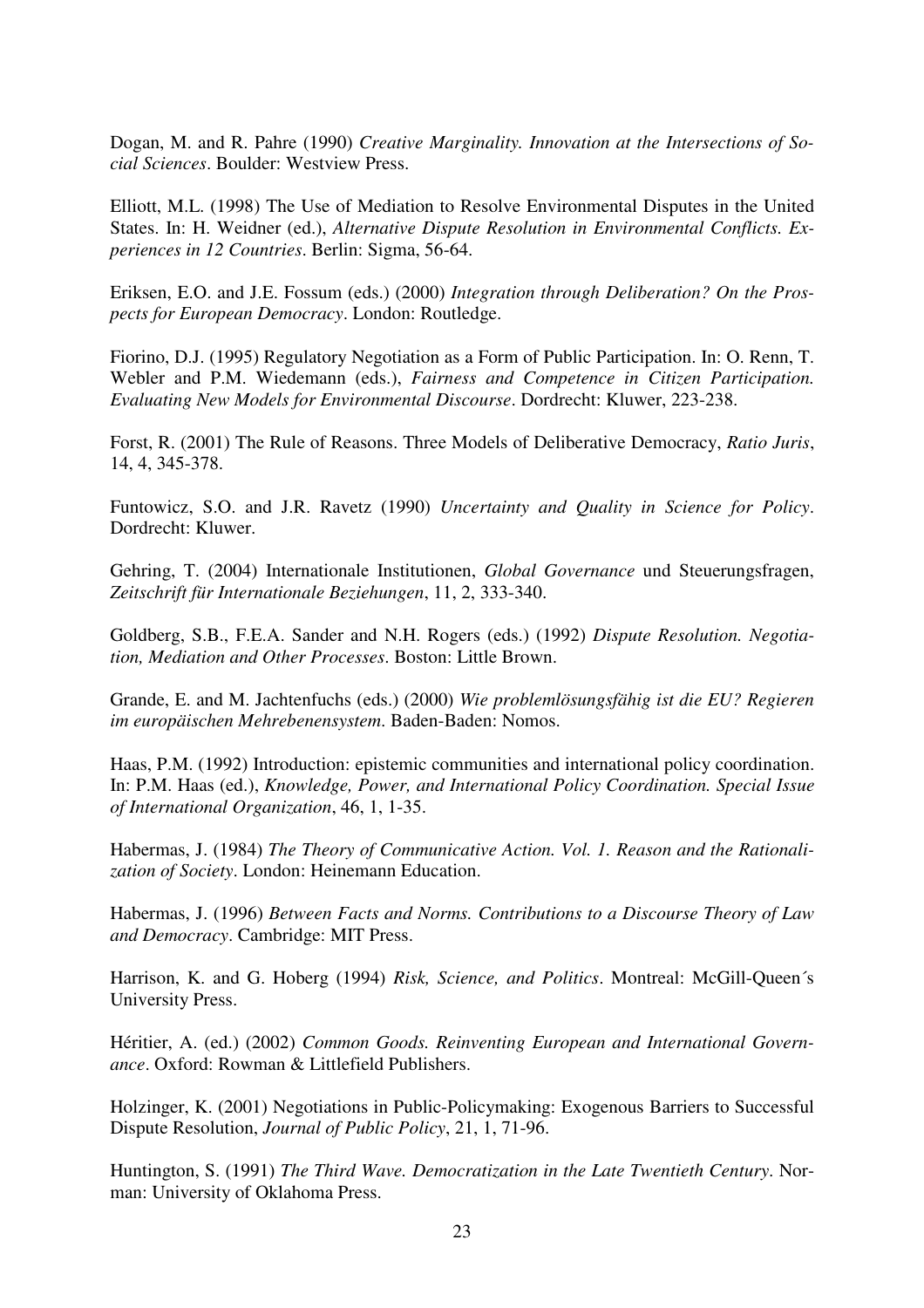Dogan, M. and R. Pahre (1990) *Creative Marginality. Innovation at the Intersections of Social Sciences*. Boulder: Westview Press.

Elliott, M.L. (1998) The Use of Mediation to Resolve Environmental Disputes in the United States. In: H. Weidner (ed.), *Alternative Dispute Resolution in Environmental Conflicts. Experiences in 12 Countries*. Berlin: Sigma, 56-64.

Eriksen, E.O. and J.E. Fossum (eds.) (2000) *Integration through Deliberation? On the Prospects for European Democracy*. London: Routledge.

Fiorino, D.J. (1995) Regulatory Negotiation as a Form of Public Participation. In: O. Renn, T. Webler and P.M. Wiedemann (eds.), *Fairness and Competence in Citizen Participation. Evaluating New Models for Environmental Discourse*. Dordrecht: Kluwer, 223-238.

Forst, R. (2001) The Rule of Reasons. Three Models of Deliberative Democracy, *Ratio Juris*, 14, 4, 345-378.

Funtowicz, S.O. and J.R. Ravetz (1990) *Uncertainty and Quality in Science for Policy*. Dordrecht: Kluwer.

Gehring, T. (2004) Internationale Institutionen, *Global Governance* und Steuerungsfragen, *Zeitschrift für Internationale Beziehungen*, 11, 2, 333-340.

Goldberg, S.B., F.E.A. Sander and N.H. Rogers (eds.) (1992) *Dispute Resolution. Negotiation, Mediation and Other Processes*. Boston: Little Brown.

Grande, E. and M. Jachtenfuchs (eds.) (2000) *Wie problemlösungsfähig ist die EU? Regieren im europäischen Mehrebenensystem*. Baden-Baden: Nomos.

Haas, P.M. (1992) Introduction: epistemic communities and international policy coordination. In: P.M. Haas (ed.), *Knowledge, Power, and International Policy Coordination. Special Issue of International Organization*, 46, 1, 1-35.

Habermas, J. (1984) *The Theory of Communicative Action. Vol. 1. Reason and the Rationalization of Society*. London: Heinemann Education.

Habermas, J. (1996) *Between Facts and Norms. Contributions to a Discourse Theory of Law and Democracy*. Cambridge: MIT Press.

Harrison, K. and G. Hoberg (1994) *Risk, Science, and Politics*. Montreal: McGill-Queen´s University Press.

Héritier, A. (ed.) (2002) *Common Goods. Reinventing European and International Governance*. Oxford: Rowman & Littlefield Publishers.

Holzinger, K. (2001) Negotiations in Public-Policymaking: Exogenous Barriers to Successful Dispute Resolution, *Journal of Public Policy*, 21, 1, 71-96.

Huntington, S. (1991) *The Third Wave. Democratization in the Late Twentieth Century*. Norman: University of Oklahoma Press.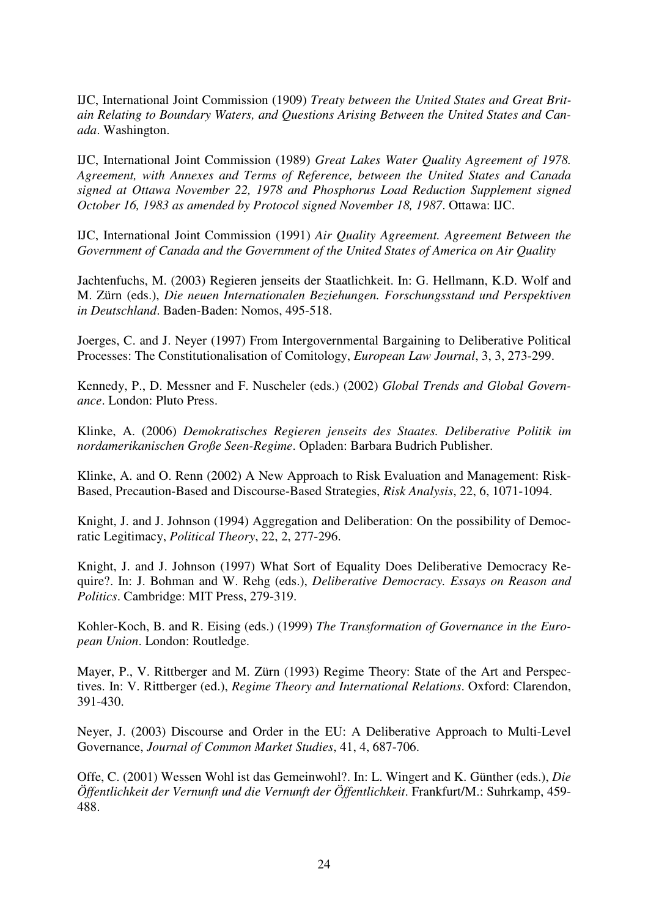IJC, International Joint Commission (1909) *Treaty between the United States and Great Britain Relating to Boundary Waters, and Questions Arising Between the United States and Canada*. Washington.

IJC, International Joint Commission (1989) *Great Lakes Water Quality Agreement of 1978. Agreement, with Annexes and Terms of Reference, between the United States and Canada signed at Ottawa November 22, 1978 and Phosphorus Load Reduction Supplement signed October 16, 1983 as amended by Protocol signed November 18, 1987*. Ottawa: IJC.

IJC, International Joint Commission (1991) *Air Quality Agreement. Agreement Between the Government of Canada and the Government of the United States of America on Air Quality*

Jachtenfuchs, M. (2003) Regieren jenseits der Staatlichkeit. In: G. Hellmann, K.D. Wolf and M. Zürn (eds.), *Die neuen Internationalen Beziehungen. Forschungsstand und Perspektiven in Deutschland*. Baden-Baden: Nomos, 495-518.

Joerges, C. and J. Neyer (1997) From Intergovernmental Bargaining to Deliberative Political Processes: The Constitutionalisation of Comitology, *European Law Journal*, 3, 3, 273-299.

Kennedy, P., D. Messner and F. Nuscheler (eds.) (2002) *Global Trends and Global Governance*. London: Pluto Press.

Klinke, A. (2006) *Demokratisches Regieren jenseits des Staates. Deliberative Politik im nordamerikanischen Große Seen-Regime*. Opladen: Barbara Budrich Publisher.

Klinke, A. and O. Renn (2002) A New Approach to Risk Evaluation and Management: Risk-Based, Precaution-Based and Discourse-Based Strategies, *Risk Analysis*, 22, 6, 1071-1094.

Knight, J. and J. Johnson (1994) Aggregation and Deliberation: On the possibility of Democratic Legitimacy, *Political Theory*, 22, 2, 277-296.

Knight, J. and J. Johnson (1997) What Sort of Equality Does Deliberative Democracy Require?. In: J. Bohman and W. Rehg (eds.), *Deliberative Democracy. Essays on Reason and Politics*. Cambridge: MIT Press, 279-319.

Kohler-Koch, B. and R. Eising (eds.) (1999) *The Transformation of Governance in the European Union*. London: Routledge.

Mayer, P., V. Rittberger and M. Zürn (1993) Regime Theory: State of the Art and Perspectives. In: V. Rittberger (ed.), *Regime Theory and International Relations*. Oxford: Clarendon, 391-430.

Neyer, J. (2003) Discourse and Order in the EU: A Deliberative Approach to Multi-Level Governance, *Journal of Common Market Studies*, 41, 4, 687-706.

Offe, C. (2001) Wessen Wohl ist das Gemeinwohl?. In: L. Wingert and K. Günther (eds.), *Die Öffentlichkeit der Vernunft und die Vernunft der Öffentlichkeit*. Frankfurt/M.: Suhrkamp, 459-488.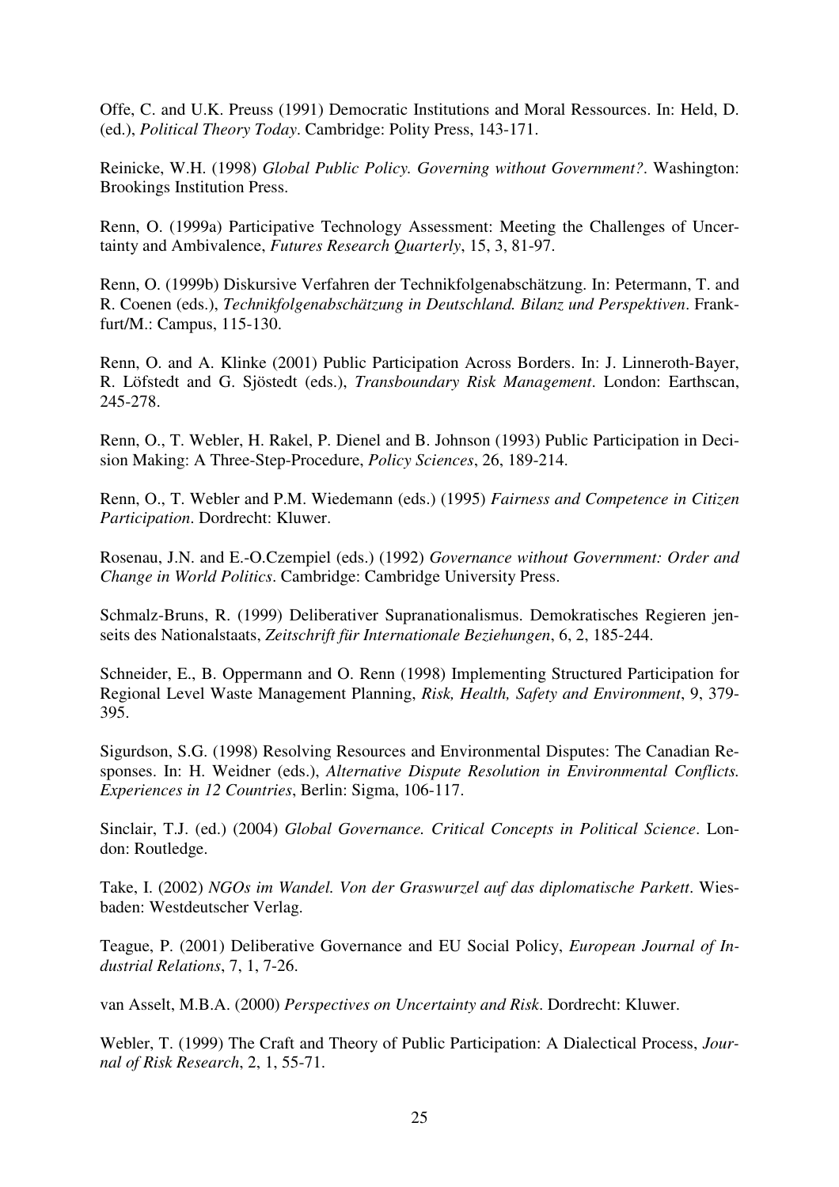Offe, C. and U.K. Preuss (1991) Democratic Institutions and Moral Ressources. In: Held, D. (ed.), *Political Theory Today*. Cambridge: Polity Press, 143-171.

Reinicke, W.H. (1998) *Global Public Policy. Governing without Government?*. Washington: Brookings Institution Press.

Renn, O. (1999a) Participative Technology Assessment: Meeting the Challenges of Uncertainty and Ambivalence, *Futures Research Quarterly*, 15, 3, 81-97.

Renn, O. (1999b) Diskursive Verfahren der Technikfolgenabschätzung. In: Petermann, T. and R. Coenen (eds.), *Technikfolgenabschätzung in Deutschland. Bilanz und Perspektiven*. Frankfurt/M.: Campus, 115-130.

Renn, O. and A. Klinke (2001) Public Participation Across Borders. In: J. Linneroth-Bayer, R. Löfstedt and G. Sjöstedt (eds.), *Transboundary Risk Management*. London: Earthscan, 245-278.

Renn, O., T. Webler, H. Rakel, P. Dienel and B. Johnson (1993) Public Participation in Decision Making: A Three-Step-Procedure, *Policy Sciences*, 26, 189-214.

Renn, O., T. Webler and P.M. Wiedemann (eds.) (1995) *Fairness and Competence in Citizen Participation*. Dordrecht: Kluwer.

Rosenau, J.N. and E.-O.Czempiel (eds.) (1992) *Governance without Government: Order and Change in World Politics*. Cambridge: Cambridge University Press.

Schmalz-Bruns, R. (1999) Deliberativer Supranationalismus. Demokratisches Regieren jenseits des Nationalstaats, *Zeitschrift für Internationale Beziehungen*, 6, 2, 185-244.

Schneider, E., B. Oppermann and O. Renn (1998) Implementing Structured Participation for Regional Level Waste Management Planning, *Risk, Health, Safety and Environment*, 9, 379-395.

Sigurdson, S.G. (1998) Resolving Resources and Environmental Disputes: The Canadian Responses. In: H. Weidner (eds.), *Alternative Dispute Resolution in Environmental Conflicts. Experiences in 12 Countries*, Berlin: Sigma, 106-117.

Sinclair, T.J. (ed.) (2004) *Global Governance. Critical Concepts in Political Science*. London: Routledge.

Take, I. (2002) *NGOs im Wandel. Von der Graswurzel auf das diplomatische Parkett*. Wiesbaden: Westdeutscher Verlag.

Teague, P. (2001) Deliberative Governance and EU Social Policy, *European Journal of Industrial Relations*, 7, 1, 7-26.

van Asselt, M.B.A. (2000) *Perspectives on Uncertainty and Risk*. Dordrecht: Kluwer.

Webler, T. (1999) The Craft and Theory of Public Participation: A Dialectical Process, *Journal of Risk Research*, 2, 1, 55-71.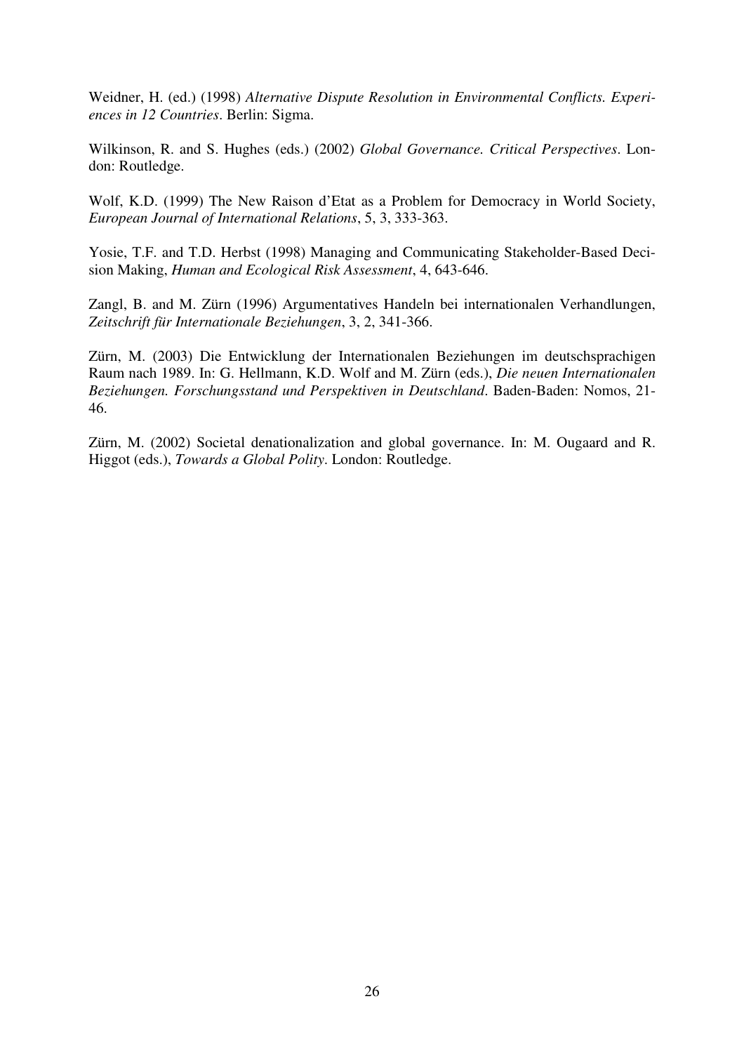Weidner, H. (ed.) (1998) *Alternative Dispute Resolution in Environmental Conflicts. Experiences in 12 Countries*. Berlin: Sigma.

Wilkinson, R. and S. Hughes (eds.) (2002) *Global Governance. Critical Perspectives*. London: Routledge.

Wolf, K.D. (1999) The New Raison d'Etat as a Problem for Democracy in World Society, *European Journal of International Relations*, 5, 3, 333-363.

Yosie, T.F. and T.D. Herbst (1998) Managing and Communicating Stakeholder-Based Decision Making, *Human and Ecological Risk Assessment*, 4, 643-646.

Zangl, B. and M. Zürn (1996) Argumentatives Handeln bei internationalen Verhandlungen, *Zeitschrift für Internationale Beziehungen*, 3, 2, 341-366.

Zürn, M. (2003) Die Entwicklung der Internationalen Beziehungen im deutschsprachigen Raum nach 1989. In: G. Hellmann, K.D. Wolf and M. Zürn (eds.), *Die neuen Internationalen Beziehungen. Forschungsstand und Perspektiven in Deutschland*. Baden-Baden: Nomos, 21-46.

Zürn, M. (2002) Societal denationalization and global governance. In: M. Ougaard and R. Higgot (eds.), *Towards a Global Polity*. London: Routledge.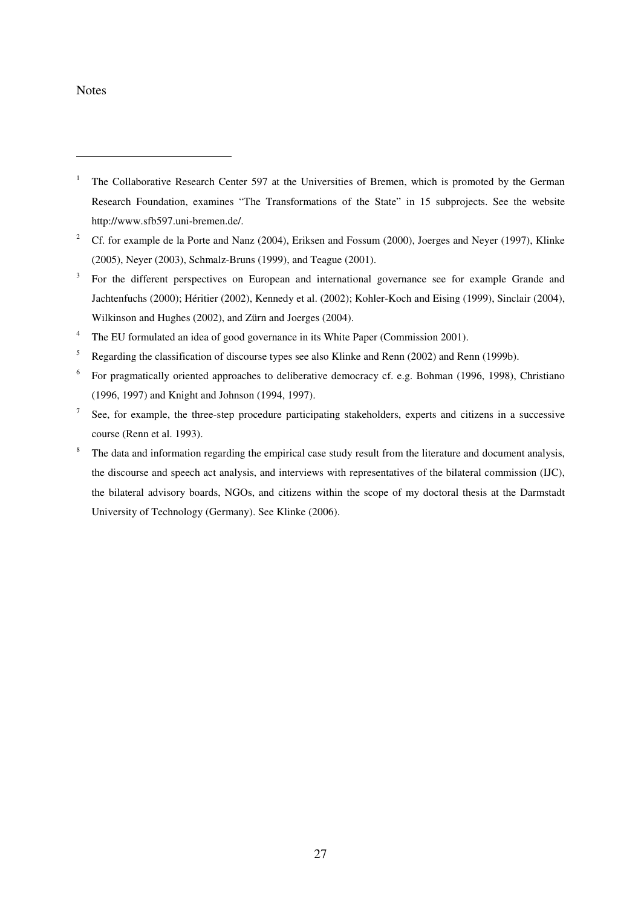Notes

---

[1] The Collaborative Research Center 597 at the Universities of Bremen, which is promoted by the German Research Foundation, examines "The Transformations of the State" in 15 subprojects. See the website http://www.sfb597.uni-bremen.de/.

[2] Cf. for example de la Porte and Nanz (2004), Eriksen and Fossum (2000), Joerges and Neyer (1997), Klinke (2005), Neyer (2003), Schmalz-Bruns (1999), and Teague (2001).

[3] For the different perspectives on European and international governance see for example Grande and Jachtenfuchs (2000); Héritier (2002), Kennedy et al. (2002); Kohler-Koch and Eising (1999), Sinclair (2004), Wilkinson and Hughes (2002), and Zürn and Joerges (2004).

[4] The EU formulated an idea of good governance in its White Paper (Commission 2001).

[5] Regarding the classification of discourse types see also Klinke and Renn (2002) and Renn (1999b).

[6] For pragmatically oriented approaches to deliberative democracy cf. e.g. Bohman (1996, 1998), Christiano (1996, 1997) and Knight and Johnson (1994, 1997).

[7] See, for example, the three-step procedure participating stakeholders, experts and citizens in a successive course (Renn et al. 1993).

[8] The data and information regarding the empirical case study result from the literature and document analysis, the discourse and speech act analysis, and interviews with representatives of the bilateral commission (IJC), the bilateral advisory boards, NGOs, and citizens within the scope of my doctoral thesis at the Darmstadt University of Technology (Germany). See Klinke (2006).